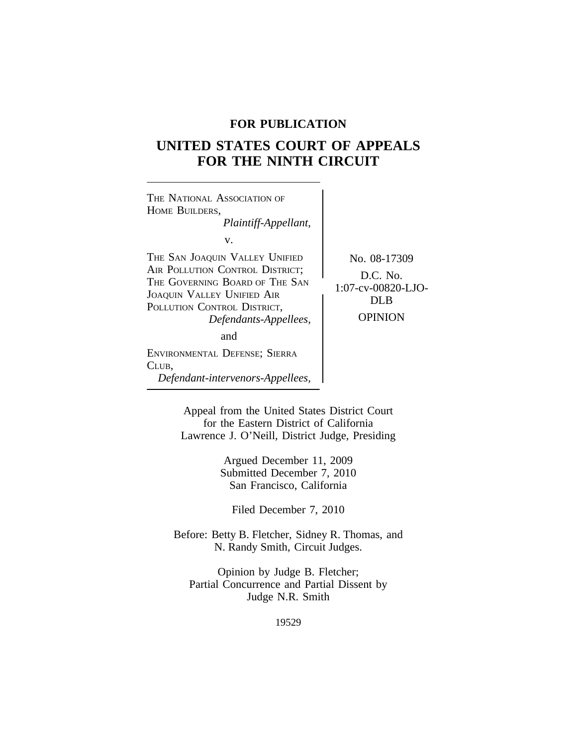**FOR PUBLICATION**

# UNITED STATES COURT OF APPEALS FOR THE NINTH CIRCUIT

THE NATIONAL ASSOCIATION OF HOME BUILDERS,
*Plaintiff-Appellant,*

v.

THE SAN JOAQUIN VALLEY UNIFIED AIR POLLUTION CONTROL DISTRICT; THE GOVERNING BOARD OF THE SAN JOAQUIN VALLEY UNIFIED AIR POLLUTION CONTROL DISTRICT,
*Defendants-Appellees,*

and

ENVIRONMENTAL DEFENSE; SIERRA CLUB,
*Defendant-intervenors-Appellees,*

No. 08-17309

D.C. No. 1:07-cv-00820-LJO-DLB

OPINION

Appeal from the United States District Court for the Eastern District of California
Lawrence J. O'Neill, District Judge, Presiding

Argued December 11, 2009
Submitted December 7, 2010
San Francisco, California

Filed December 7, 2010

Before: Betty B. Fletcher, Sidney R. Thomas, and N. Randy Smith, Circuit Judges.

Opinion by Judge B. Fletcher;
Partial Concurrence and Partial Dissent by Judge N.R. Smith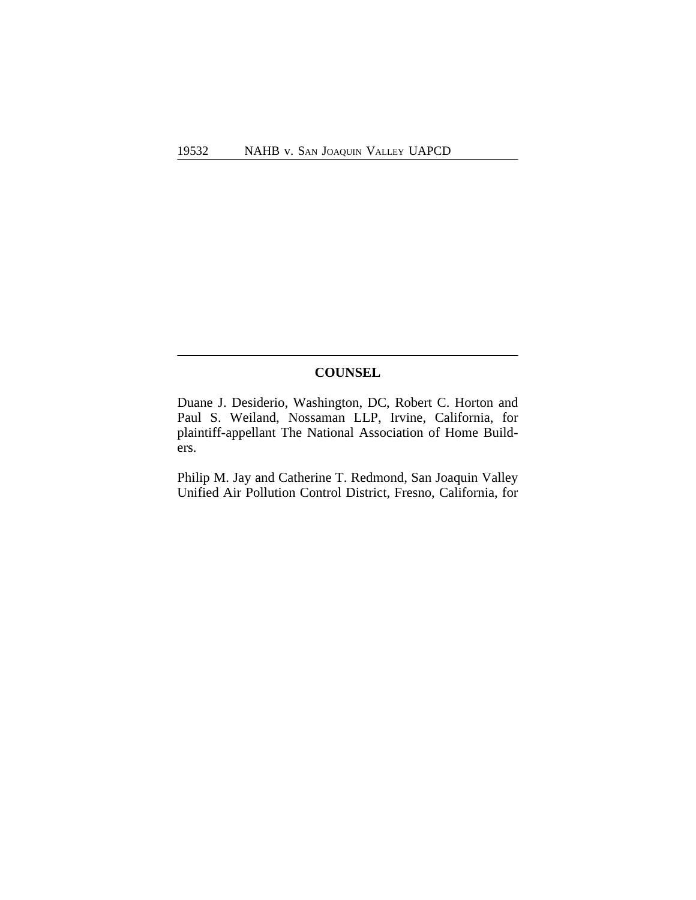## COUNSEL

Duane J. Desiderio, Washington, DC, Robert C. Horton and Paul S. Weiland, Nossaman LLP, Irvine, California, for plaintiff-appellant The National Association of Home Builders.

Philip M. Jay and Catherine T. Redmond, San Joaquin Valley Unified Air Pollution Control District, Fresno, California, for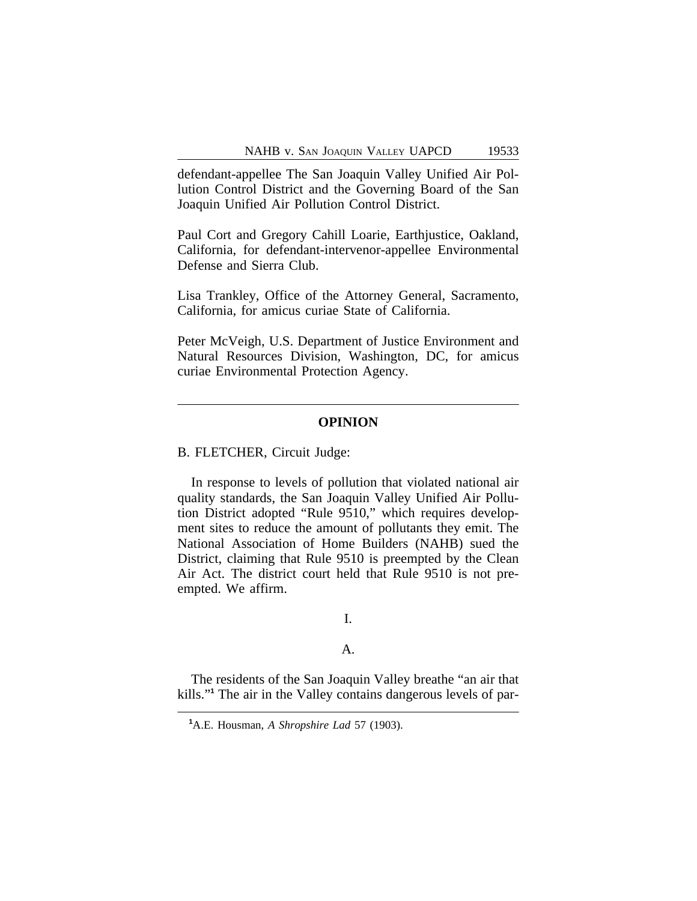defendant-appellee The San Joaquin Valley Unified Air Pollution Control District and the Governing Board of the San Joaquin Unified Air Pollution Control District.

Paul Cort and Gregory Cahill Loarie, Earthjustice, Oakland, California, for defendant-intervenor-appellee Environmental Defense and Sierra Club.

Lisa Trankley, Office of the Attorney General, Sacramento, California, for amicus curiae State of California.

Peter McVeigh, U.S. Department of Justice Environment and Natural Resources Division, Washington, DC, for amicus curiae Environmental Protection Agency.

---

## OPINION

B. FLETCHER, Circuit Judge:

In response to levels of pollution that violated national air quality standards, the San Joaquin Valley Unified Air Pollution District adopted "Rule 9510," which requires development sites to reduce the amount of pollutants they emit. The National Association of Home Builders (NAHB) sued the District, claiming that Rule 9510 is preempted by the Clean Air Act. The district court held that Rule 9510 is not preempted. We affirm.

### I.

### A.

The residents of the San Joaquin Valley breathe "an air that kills."[1] The air in the Valley contains dangerous levels of par-

[1] A.E. Housman, *A Shropshire Lad* 57 (1903).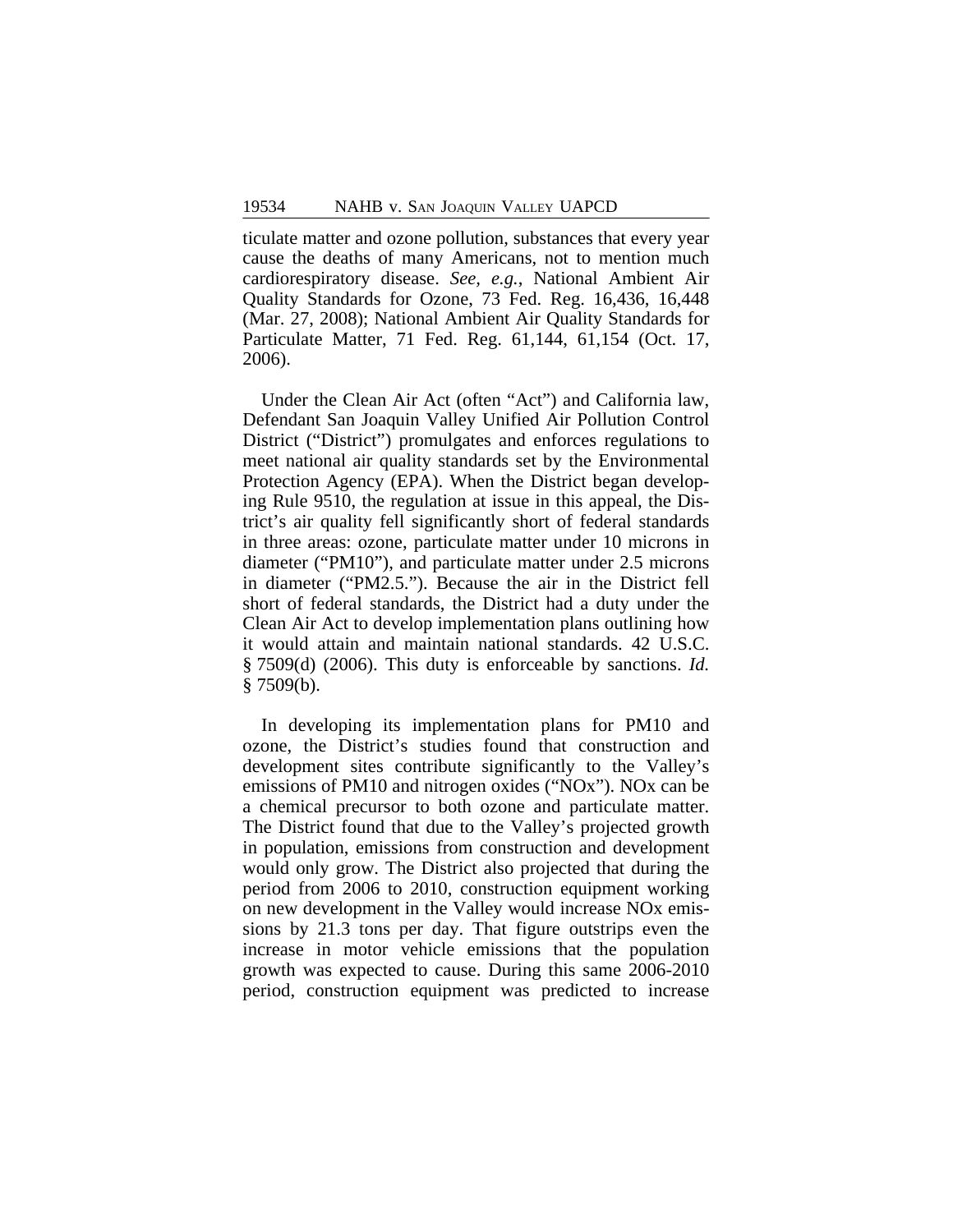ticulate matter and ozone pollution, substances that every year cause the deaths of many Americans, not to mention much cardiorespiratory disease. *See, e.g.*, National Ambient Air Quality Standards for Ozone, 73 Fed. Reg. 16,436, 16,448 (Mar. 27, 2008); National Ambient Air Quality Standards for Particulate Matter, 71 Fed. Reg. 61,144, 61,154 (Oct. 17, 2006).

Under the Clean Air Act (often "Act") and California law, Defendant San Joaquin Valley Unified Air Pollution Control District ("District") promulgates and enforces regulations to meet national air quality standards set by the Environmental Protection Agency (EPA). When the District began developing Rule 9510, the regulation at issue in this appeal, the District's air quality fell significantly short of federal standards in three areas: ozone, particulate matter under 10 microns in diameter ("PM10"), and particulate matter under 2.5 microns in diameter ("PM2.5."). Because the air in the District fell short of federal standards, the District had a duty under the Clean Air Act to develop implementation plans outlining how it would attain and maintain national standards. 42 U.S.C. § 7509(d) (2006). This duty is enforceable by sanctions. *Id.* § 7509(b).

In developing its implementation plans for PM10 and ozone, the District's studies found that construction and development sites contribute significantly to the Valley's emissions of PM10 and nitrogen oxides ("NOx"). NOx can be a chemical precursor to both ozone and particulate matter. The District found that due to the Valley's projected growth in population, emissions from construction and development would only grow. The District also projected that during the period from 2006 to 2010, construction equipment working on new development in the Valley would increase NOx emissions by 21.3 tons per day. That figure outstrips even the increase in motor vehicle emissions that the population growth was expected to cause. During this same 2006-2010 period, construction equipment was predicted to increase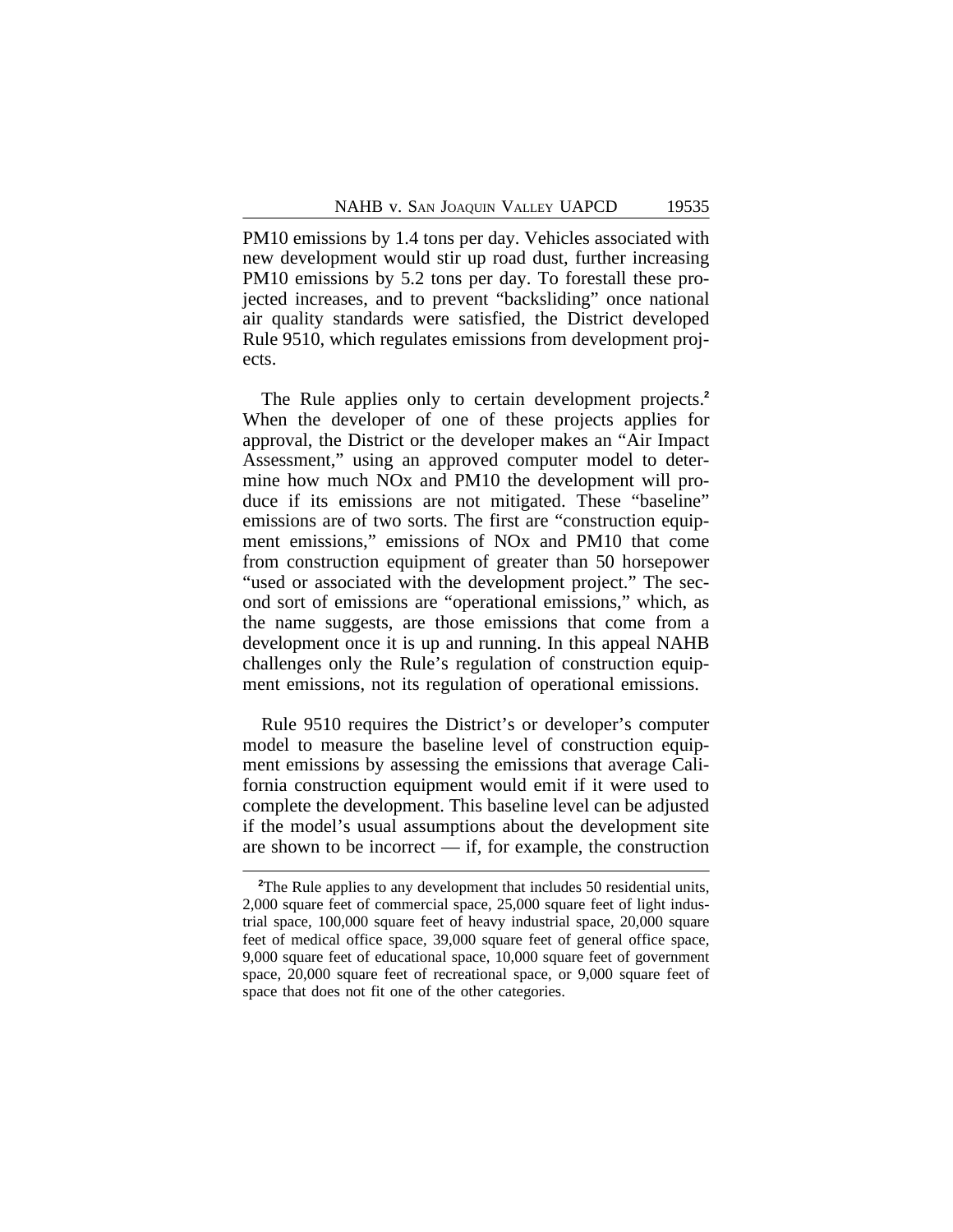PM10 emissions by 1.4 tons per day. Vehicles associated with new development would stir up road dust, further increasing PM10 emissions by 5.2 tons per day. To forestall these projected increases, and to prevent "backsliding" once national air quality standards were satisfied, the District developed Rule 9510, which regulates emissions from development projects.

The Rule applies only to certain development projects.[2] When the developer of one of these projects applies for approval, the District or the developer makes an "Air Impact Assessment," using an approved computer model to determine how much NOx and PM10 the development will produce if its emissions are not mitigated. These "baseline" emissions are of two sorts. The first are "construction equipment emissions," emissions of NOx and PM10 that come from construction equipment of greater than 50 horsepower "used or associated with the development project." The second sort of emissions are "operational emissions," which, as the name suggests, are those emissions that come from a development once it is up and running. In this appeal NAHB challenges only the Rule's regulation of construction equipment emissions, not its regulation of operational emissions.

Rule 9510 requires the District's or developer's computer model to measure the baseline level of construction equipment emissions by assessing the emissions that average California construction equipment would emit if it were used to complete the development. This baseline level can be adjusted if the model's usual assumptions about the development site are shown to be incorrect — if, for example, the construction

[2]The Rule applies to any development that includes 50 residential units, 2,000 square feet of commercial space, 25,000 square feet of light industrial space, 100,000 square feet of heavy industrial space, 20,000 square feet of medical office space, 39,000 square feet of general office space, 9,000 square feet of educational space, 10,000 square feet of government space, 20,000 square feet of recreational space, or 9,000 square feet of space that does not fit one of the other categories.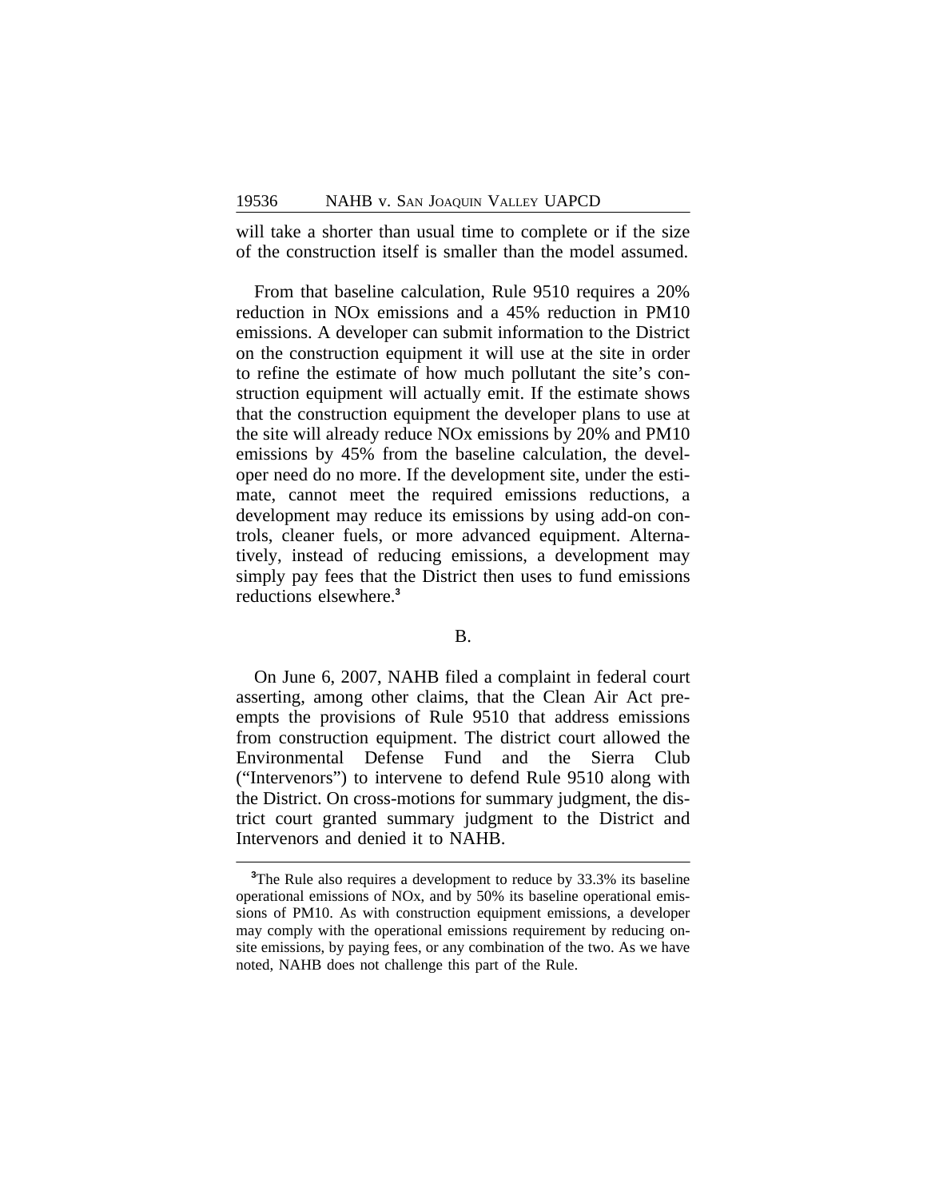will take a shorter than usual time to complete or if the size of the construction itself is smaller than the model assumed.

From that baseline calculation, Rule 9510 requires a 20% reduction in NOx emissions and a 45% reduction in PM10 emissions. A developer can submit information to the District on the construction equipment it will use at the site in order to refine the estimate of how much pollutant the site's construction equipment will actually emit. If the estimate shows that the construction equipment the developer plans to use at the site will already reduce NOx emissions by 20% and PM10 emissions by 45% from the baseline calculation, the developer need do no more. If the development site, under the estimate, cannot meet the required emissions reductions, a development may reduce its emissions by using add-on controls, cleaner fuels, or more advanced equipment. Alternatively, instead of reducing emissions, a development may simply pay fees that the District then uses to fund emissions reductions elsewhere.[3]

B.

On June 6, 2007, NAHB filed a complaint in federal court asserting, among other claims, that the Clean Air Act preempts the provisions of Rule 9510 that address emissions from construction equipment. The district court allowed the Environmental Defense Fund and the Sierra Club ("Intervenors") to intervene to defend Rule 9510 along with the District. On cross-motions for summary judgment, the district court granted summary judgment to the District and Intervenors and denied it to NAHB.

[3]The Rule also requires a development to reduce by 33.3% its baseline operational emissions of NOx, and by 50% its baseline operational emissions of PM10. As with construction equipment emissions, a developer may comply with the operational emissions requirement by reducing on-site emissions, by paying fees, or any combination of the two. As we have noted, NAHB does not challenge this part of the Rule.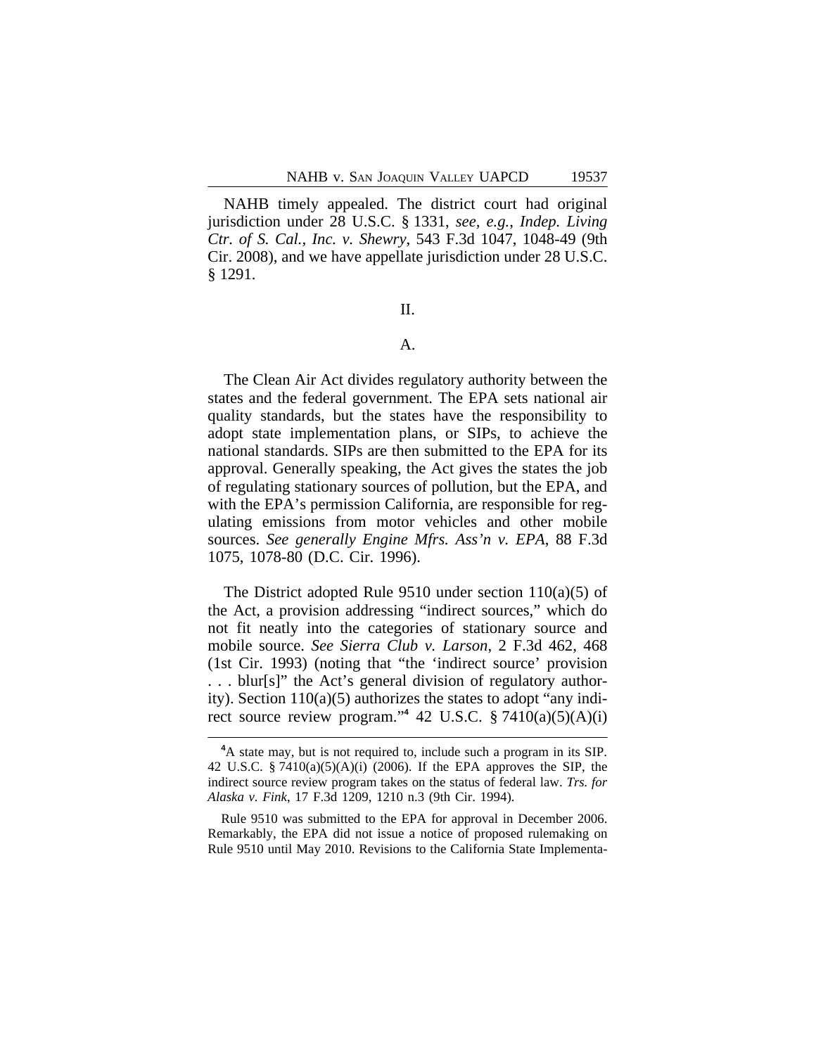NAHB timely appealed. The district court had original jurisdiction under 28 U.S.C. § 1331, *see, e.g.*, *Indep. Living Ctr. of S. Cal., Inc. v. Shewry*, 543 F.3d 1047, 1048-49 (9th Cir. 2008), and we have appellate jurisdiction under 28 U.S.C. § 1291.

## II.

### A.

The Clean Air Act divides regulatory authority between the states and the federal government. The EPA sets national air quality standards, but the states have the responsibility to adopt state implementation plans, or SIPs, to achieve the national standards. SIPs are then submitted to the EPA for its approval. Generally speaking, the Act gives the states the job of regulating stationary sources of pollution, but the EPA, and with the EPA's permission California, are responsible for regulating emissions from motor vehicles and other mobile sources. *See generally Engine Mfrs. Ass'n v. EPA*, 88 F.3d 1075, 1078-80 (D.C. Cir. 1996).

The District adopted Rule 9510 under section 110(a)(5) of the Act, a provision addressing "indirect sources," which do not fit neatly into the categories of stationary source and mobile source. *See Sierra Club v. Larson*, 2 F.3d 462, 468 (1st Cir. 1993) (noting that "the 'indirect source' provision . . . blur[s]" the Act's general division of regulatory authority). Section 110(a)(5) authorizes the states to adopt "any indirect source review program."[4] 42 U.S.C. § 7410(a)(5)(A)(i)

---

[4]A state may, but is not required to, include such a program in its SIP. 42 U.S.C. § 7410(a)(5)(A)(i) (2006). If the EPA approves the SIP, the indirect source review program takes on the status of federal law. *Trs. for Alaska v. Fink*, 17 F.3d 1209, 1210 n.3 (9th Cir. 1994).

Rule 9510 was submitted to the EPA for approval in December 2006. Remarkably, the EPA did not issue a notice of proposed rulemaking on Rule 9510 until May 2010. Revisions to the California State Implementa-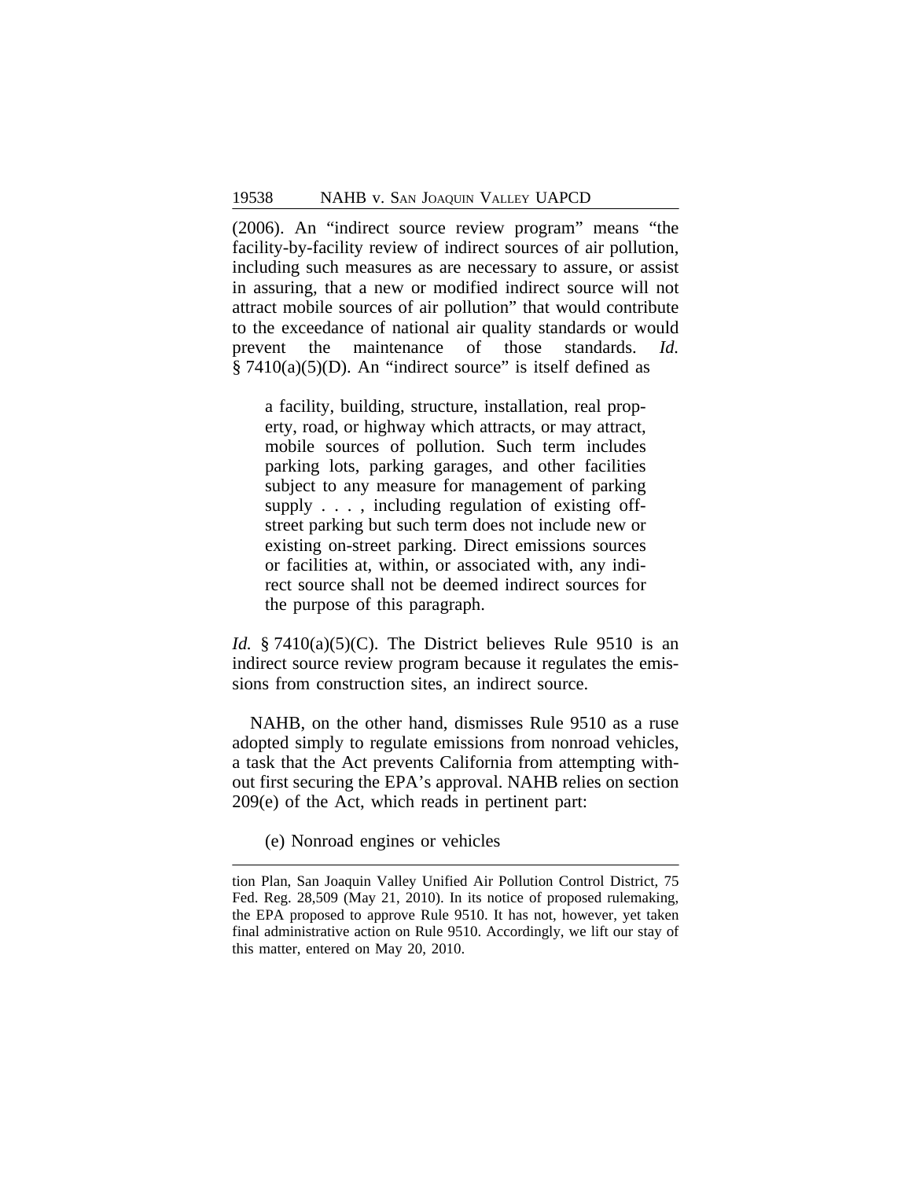(2006). An "indirect source review program" means "the facility-by-facility review of indirect sources of air pollution, including such measures as are necessary to assure, or assist in assuring, that a new or modified indirect source will not attract mobile sources of air pollution" that would contribute to the exceedance of national air quality standards or would prevent the maintenance of those standards. *Id.* § 7410(a)(5)(D). An "indirect source" is itself defined as

> a facility, building, structure, installation, real property, road, or highway which attracts, or may attract, mobile sources of pollution. Such term includes parking lots, parking garages, and other facilities subject to any measure for management of parking supply . . . , including regulation of existing off-street parking but such term does not include new or existing on-street parking. Direct emissions sources or facilities at, within, or associated with, any indirect source shall not be deemed indirect sources for the purpose of this paragraph.

*Id.* § 7410(a)(5)(C). The District believes Rule 9510 is an indirect source review program because it regulates the emissions from construction sites, an indirect source.

NAHB, on the other hand, dismisses Rule 9510 as a ruse adopted simply to regulate emissions from nonroad vehicles, a task that the Act prevents California from attempting without first securing the EPA's approval. NAHB relies on section 209(e) of the Act, which reads in pertinent part:

> (e) Nonroad engines or vehicles

---

tion Plan, San Joaquin Valley Unified Air Pollution Control District, 75 Fed. Reg. 28,509 (May 21, 2010). In its notice of proposed rulemaking, the EPA proposed to approve Rule 9510. It has not, however, yet taken final administrative action on Rule 9510. Accordingly, we lift our stay of this matter, entered on May 20, 2010.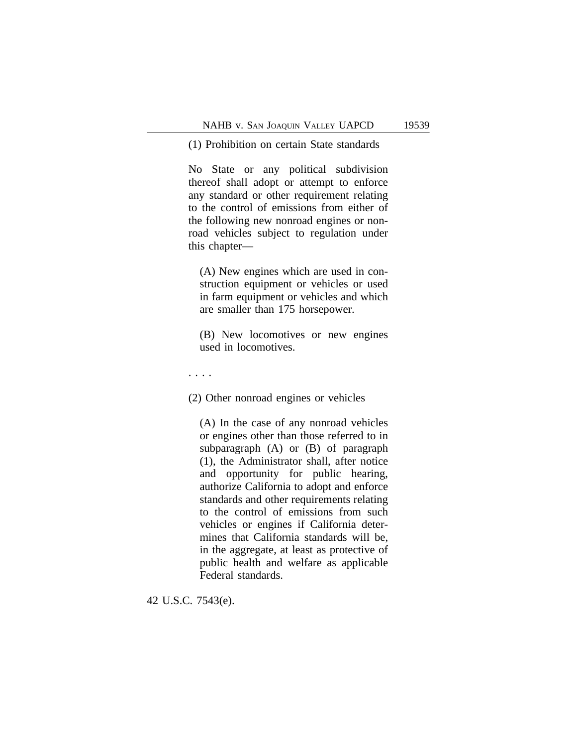> (1) Prohibition on certain State standards
>
> No State or any political subdivision thereof shall adopt or attempt to enforce any standard or other requirement relating to the control of emissions from either of the following new nonroad engines or nonroad vehicles subject to regulation under this chapter—
>
> > (A) New engines which are used in construction equipment or vehicles or used in farm equipment or vehicles and which are smaller than 175 horsepower.
> >
> > (B) New locomotives or new engines used in locomotives.
>
> . . . .
>
> (2) Other nonroad engines or vehicles
>
> > (A) In the case of any nonroad vehicles or engines other than those referred to in subparagraph (A) or (B) of paragraph (1), the Administrator shall, after notice and opportunity for public hearing, authorize California to adopt and enforce standards and other requirements relating to the control of emissions from such vehicles or engines if California determines that California standards will be, in the aggregate, at least as protective of public health and welfare as applicable Federal standards.

42 U.S.C. 7543(e).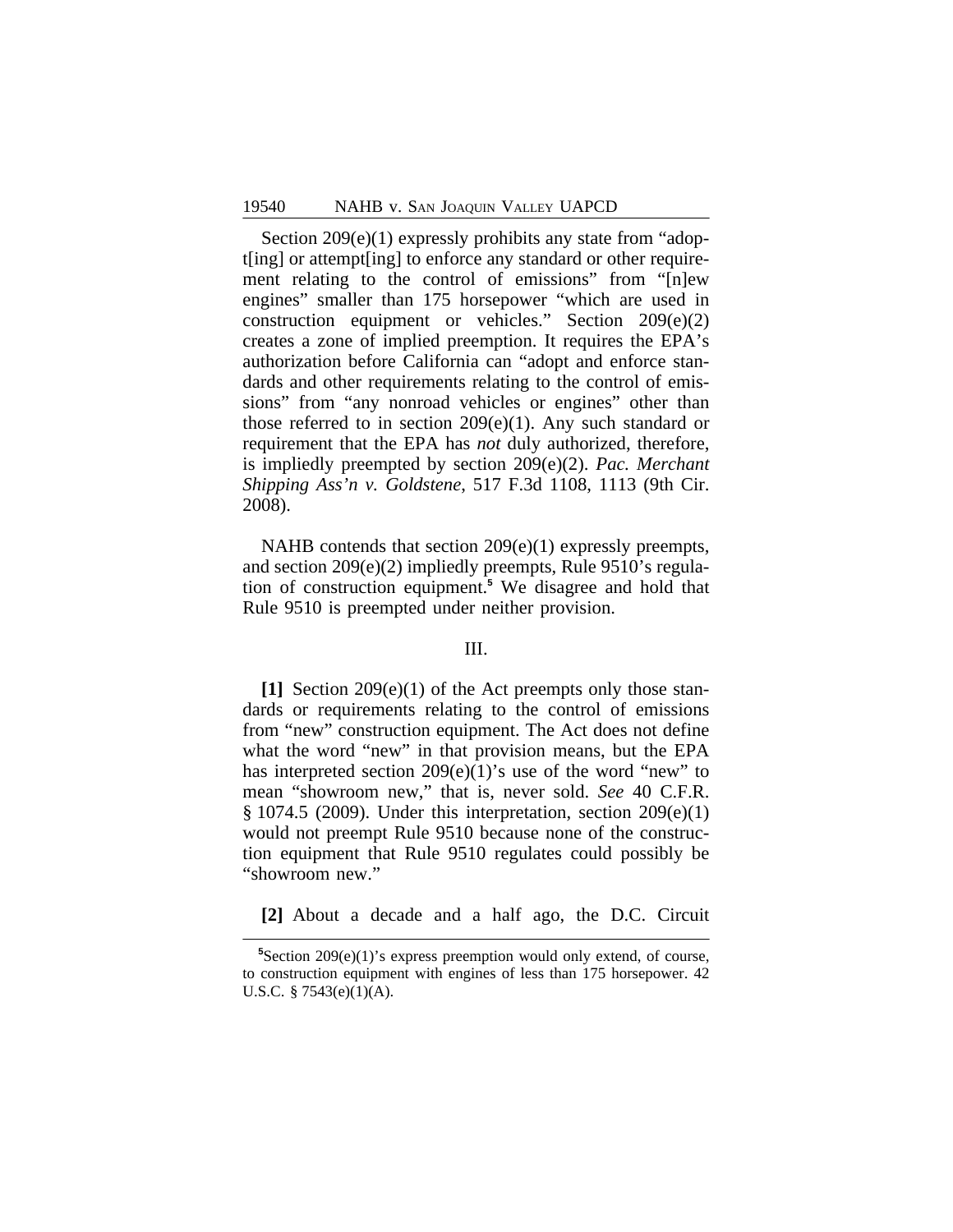Section 209(e)(1) expressly prohibits any state from "adopt[ing] or attempt[ing] to enforce any standard or other requirement relating to the control of emissions" from "[n]ew engines" smaller than 175 horsepower "which are used in construction equipment or vehicles." Section 209(e)(2) creates a zone of implied preemption. It requires the EPA's authorization before California can "adopt and enforce standards and other requirements relating to the control of emissions" from "any nonroad vehicles or engines" other than those referred to in section 209(e)(1). Any such standard or requirement that the EPA has *not* duly authorized, therefore, is impliedly preempted by section 209(e)(2). *Pac. Merchant Shipping Ass'n v. Goldstene*, 517 F.3d 1108, 1113 (9th Cir. 2008).

NAHB contends that section 209(e)(1) expressly preempts, and section 209(e)(2) impliedly preempts, Rule 9510's regulation of construction equipment.[5] We disagree and hold that Rule 9510 is preempted under neither provision.

## III.

**[1]** Section 209(e)(1) of the Act preempts only those standards or requirements relating to the control of emissions from "new" construction equipment. The Act does not define what the word "new" in that provision means, but the EPA has interpreted section 209(e)(1)'s use of the word "new" to mean "showroom new," that is, never sold. *See* 40 C.F.R. § 1074.5 (2009). Under this interpretation, section 209(e)(1) would not preempt Rule 9510 because none of the construction equipment that Rule 9510 regulates could possibly be "showroom new."

**[2]** About a decade and a half ago, the D.C. Circuit

[5] Section 209(e)(1)'s express preemption would only extend, of course, to construction equipment with engines of less than 175 horsepower. 42 U.S.C. § 7543(e)(1)(A).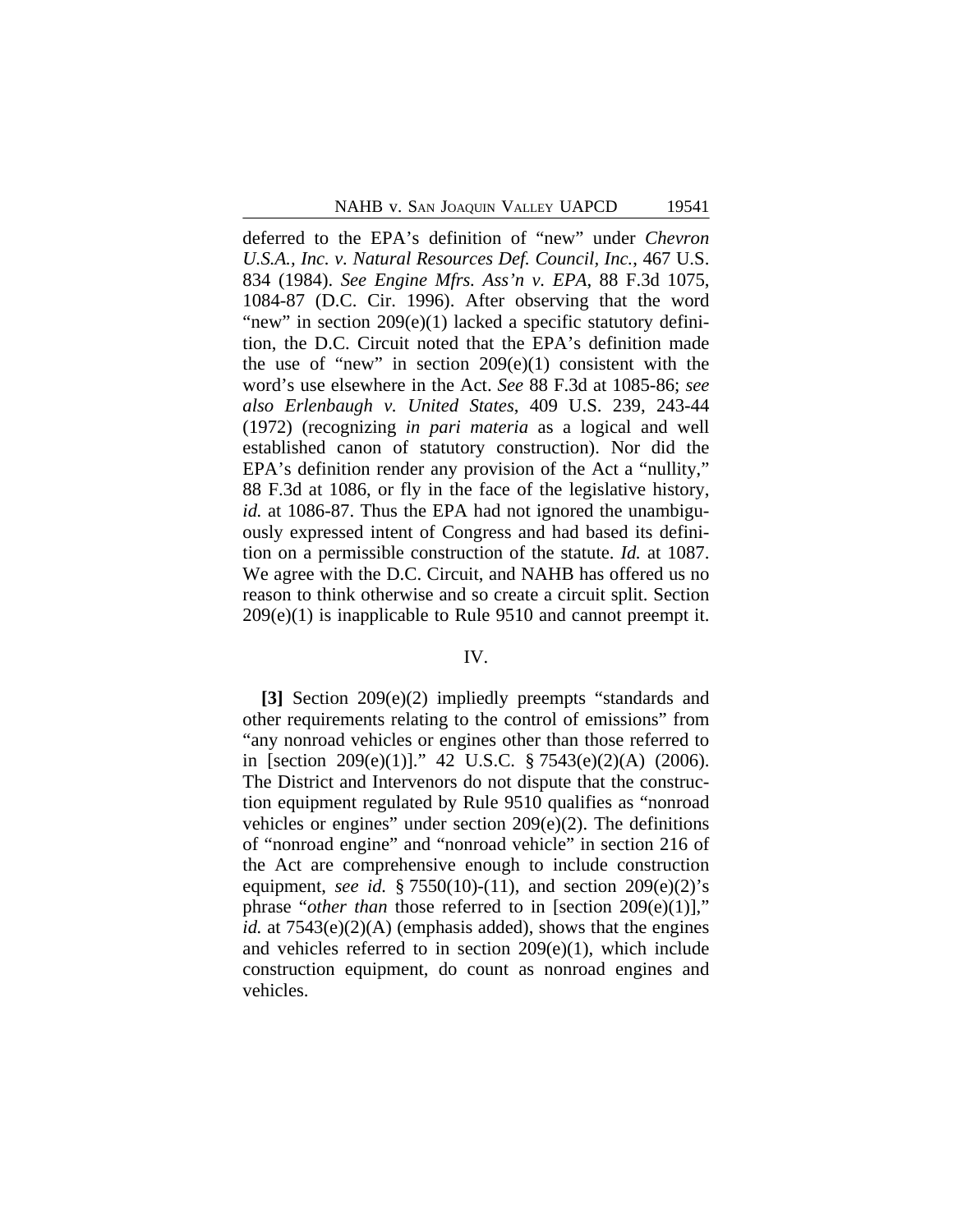deferred to the EPA's definition of "new" under *Chevron U.S.A., Inc. v. Natural Resources Def. Council, Inc.*, 467 U.S. 834 (1984). *See Engine Mfrs. Ass'n v. EPA*, 88 F.3d 1075, 1084-87 (D.C. Cir. 1996). After observing that the word "new" in section 209(e)(1) lacked a specific statutory definition, the D.C. Circuit noted that the EPA's definition made the use of "new" in section 209(e)(1) consistent with the word's use elsewhere in the Act. *See* 88 F.3d at 1085-86; *see also Erlenbaugh v. United States*, 409 U.S. 239, 243-44 (1972) (recognizing *in pari materia* as a logical and well established canon of statutory construction). Nor did the EPA's definition render any provision of the Act a "nullity," 88 F.3d at 1086, or fly in the face of the legislative history, *id.* at 1086-87. Thus the EPA had not ignored the unambiguously expressed intent of Congress and had based its definition on a permissible construction of the statute. *Id.* at 1087. We agree with the D.C. Circuit, and NAHB has offered us no reason to think otherwise and so create a circuit split. Section 209(e)(1) is inapplicable to Rule 9510 and cannot preempt it.

IV.

**[3]** Section 209(e)(2) impliedly preempts "standards and other requirements relating to the control of emissions" from "any nonroad vehicles or engines other than those referred to in [section 209(e)(1)]." 42 U.S.C. § 7543(e)(2)(A) (2006). The District and Intervenors do not dispute that the construction equipment regulated by Rule 9510 qualifies as "nonroad vehicles or engines" under section 209(e)(2). The definitions of "nonroad engine" and "nonroad vehicle" in section 216 of the Act are comprehensive enough to include construction equipment, *see id.* § 7550(10)-(11), and section 209(e)(2)'s phrase "*other than* those referred to in [section 209(e)(1)]," *id.* at 7543(e)(2)(A) (emphasis added), shows that the engines and vehicles referred to in section 209(e)(1), which include construction equipment, do count as nonroad engines and vehicles.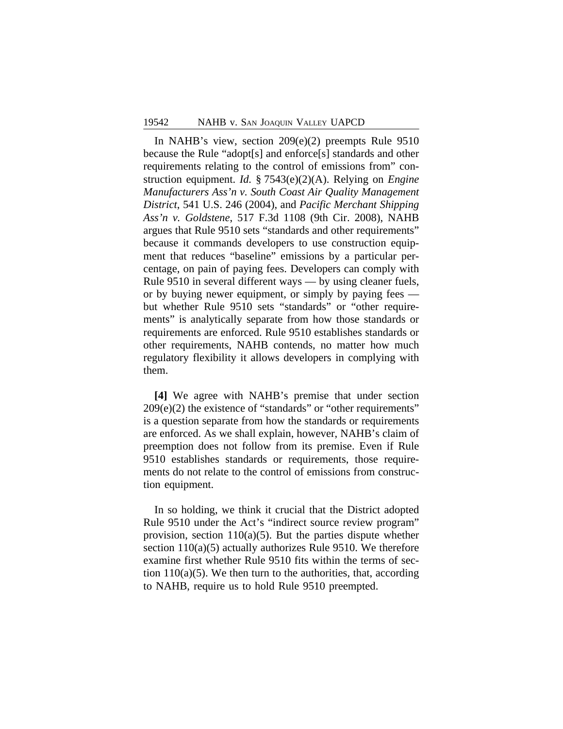In NAHB's view, section 209(e)(2) preempts Rule 9510 because the Rule "adopt[s] and enforce[s] standards and other requirements relating to the control of emissions from" construction equipment. *Id.* § 7543(e)(2)(A). Relying on *Engine Manufacturers Ass'n v. South Coast Air Quality Management District*, 541 U.S. 246 (2004), and *Pacific Merchant Shipping Ass'n v. Goldstene*, 517 F.3d 1108 (9th Cir. 2008), NAHB argues that Rule 9510 sets "standards and other requirements" because it commands developers to use construction equipment that reduces "baseline" emissions by a particular percentage, on pain of paying fees. Developers can comply with Rule 9510 in several different ways — by using cleaner fuels, or by buying newer equipment, or simply by paying fees — but whether Rule 9510 sets "standards" or "other requirements" is analytically separate from how those standards or requirements are enforced. Rule 9510 establishes standards or other requirements, NAHB contends, no matter how much regulatory flexibility it allows developers in complying with them.

**[4]** We agree with NAHB's premise that under section 209(e)(2) the existence of "standards" or "other requirements" is a question separate from how the standards or requirements are enforced. As we shall explain, however, NAHB's claim of preemption does not follow from its premise. Even if Rule 9510 establishes standards or requirements, those requirements do not relate to the control of emissions from construction equipment.

In so holding, we think it crucial that the District adopted Rule 9510 under the Act's "indirect source review program" provision, section 110(a)(5). But the parties dispute whether section 110(a)(5) actually authorizes Rule 9510. We therefore examine first whether Rule 9510 fits within the terms of section 110(a)(5). We then turn to the authorities, that, according to NAHB, require us to hold Rule 9510 preempted.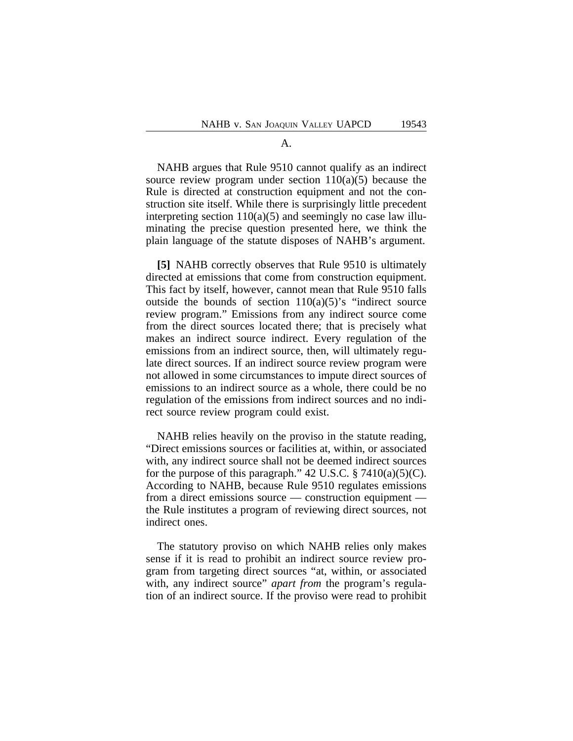### A.

NAHB argues that Rule 9510 cannot qualify as an indirect source review program under section 110(a)(5) because the Rule is directed at construction equipment and not the construction site itself. While there is surprisingly little precedent interpreting section 110(a)(5) and seemingly no case law illuminating the precise question presented here, we think the plain language of the statute disposes of NAHB's argument.

**[5]** NAHB correctly observes that Rule 9510 is ultimately directed at emissions that come from construction equipment. This fact by itself, however, cannot mean that Rule 9510 falls outside the bounds of section 110(a)(5)'s "indirect source review program." Emissions from any indirect source come from the direct sources located there; that is precisely what makes an indirect source indirect. Every regulation of the emissions from an indirect source, then, will ultimately regulate direct sources. If an indirect source review program were not allowed in some circumstances to impute direct sources of emissions to an indirect source as a whole, there could be no regulation of the emissions from indirect sources and no indirect source review program could exist.

NAHB relies heavily on the proviso in the statute reading, "Direct emissions sources or facilities at, within, or associated with, any indirect source shall not be deemed indirect sources for the purpose of this paragraph." 42 U.S.C. § 7410(a)(5)(C). According to NAHB, because Rule 9510 regulates emissions from a direct emissions source — construction equipment — the Rule institutes a program of reviewing direct sources, not indirect ones.

The statutory proviso on which NAHB relies only makes sense if it is read to prohibit an indirect source review program from targeting direct sources "at, within, or associated with, any indirect source" *apart from* the program's regulation of an indirect source. If the proviso were read to prohibit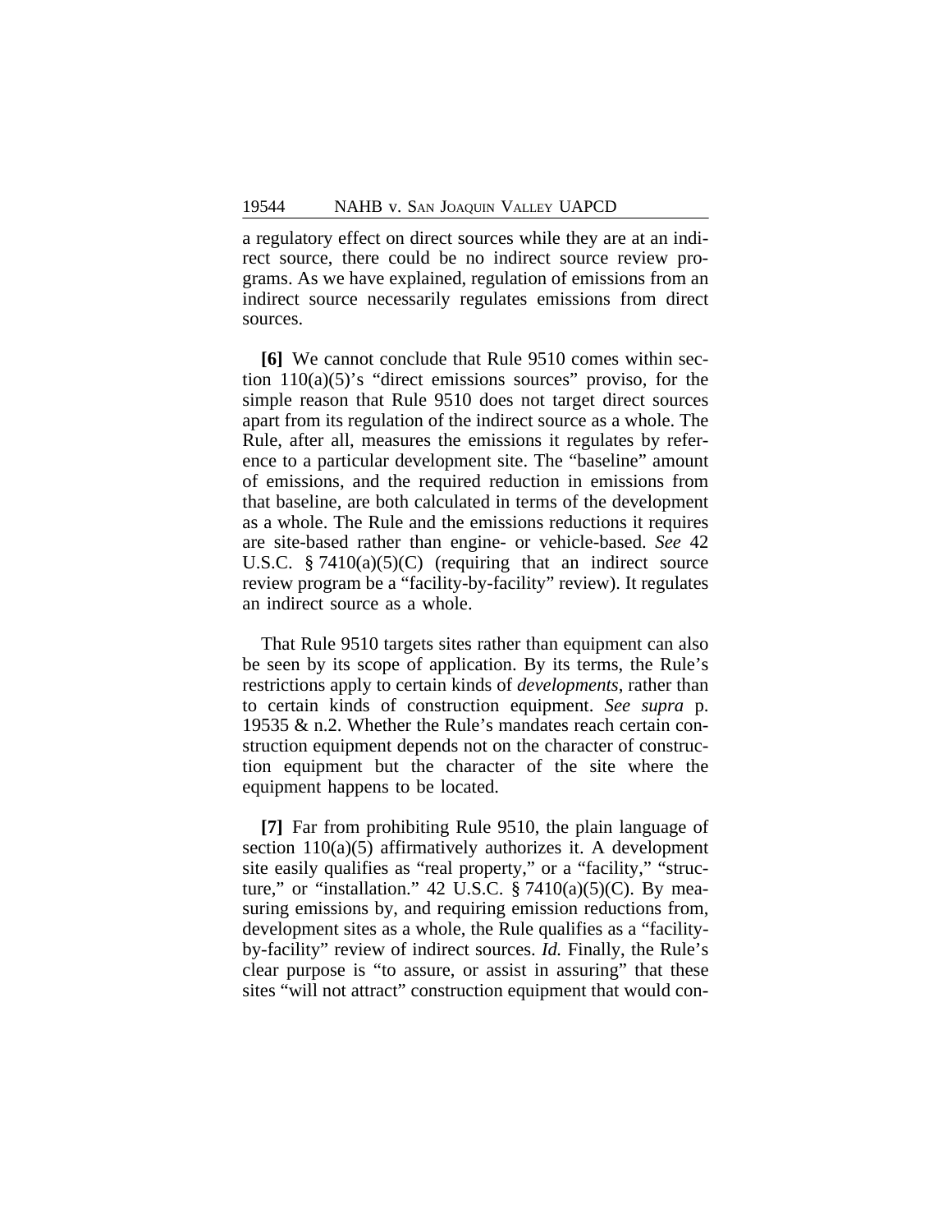a regulatory effect on direct sources while they are at an indirect source, there could be no indirect source review programs. As we have explained, regulation of emissions from an indirect source necessarily regulates emissions from direct sources.

**[6]** We cannot conclude that Rule 9510 comes within section 110(a)(5)'s "direct emissions sources" proviso, for the simple reason that Rule 9510 does not target direct sources apart from its regulation of the indirect source as a whole. The Rule, after all, measures the emissions it regulates by reference to a particular development site. The "baseline" amount of emissions, and the required reduction in emissions from that baseline, are both calculated in terms of the development as a whole. The Rule and the emissions reductions it requires are site-based rather than engine- or vehicle-based. *See* 42 U.S.C. § 7410(a)(5)(C) (requiring that an indirect source review program be a "facility-by-facility" review). It regulates an indirect source as a whole.

That Rule 9510 targets sites rather than equipment can also be seen by its scope of application. By its terms, the Rule's restrictions apply to certain kinds of *developments*, rather than to certain kinds of construction equipment. *See supra* p. 19535 & n.2. Whether the Rule's mandates reach certain construction equipment depends not on the character of construction equipment but the character of the site where the equipment happens to be located.

**[7]** Far from prohibiting Rule 9510, the plain language of section 110(a)(5) affirmatively authorizes it. A development site easily qualifies as "real property," or a "facility," "structure," or "installation." 42 U.S.C. § 7410(a)(5)(C). By measuring emissions by, and requiring emission reductions from, development sites as a whole, the Rule qualifies as a "facility-by-facility" review of indirect sources. *Id.* Finally, the Rule's clear purpose is "to assure, or assist in assuring" that these sites "will not attract" construction equipment that would con-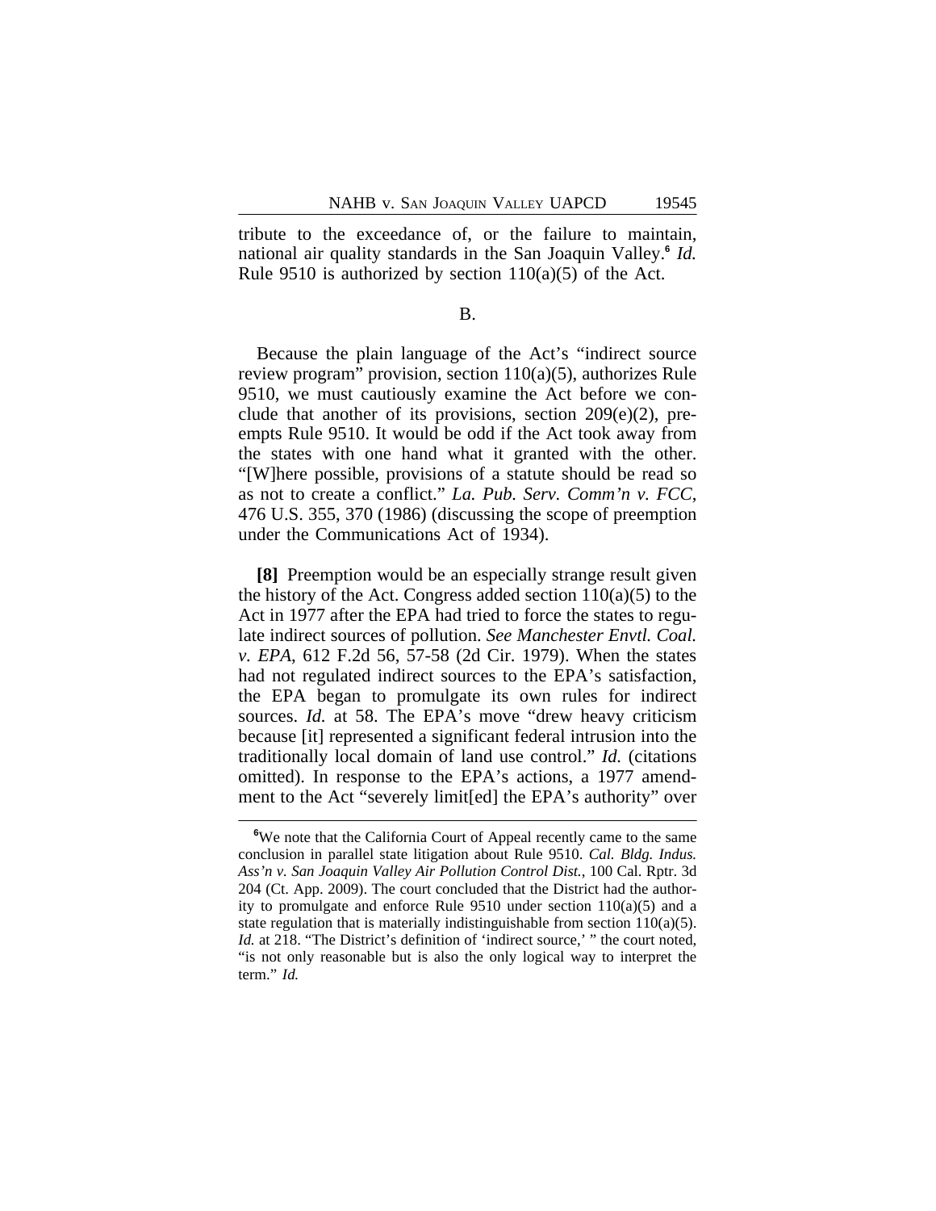tribute to the exceedance of, or the failure to maintain, national air quality standards in the San Joaquin Valley.[6] *Id.* Rule 9510 is authorized by section 110(a)(5) of the Act.

B.

Because the plain language of the Act's "indirect source review program" provision, section 110(a)(5), authorizes Rule 9510, we must cautiously examine the Act before we conclude that another of its provisions, section 209(e)(2), preempts Rule 9510. It would be odd if the Act took away from the states with one hand what it granted with the other. "[W]here possible, provisions of a statute should be read so as not to create a conflict." *La. Pub. Serv. Comm'n v. FCC*, 476 U.S. 355, 370 (1986) (discussing the scope of preemption under the Communications Act of 1934).

**[8]** Preemption would be an especially strange result given the history of the Act. Congress added section 110(a)(5) to the Act in 1977 after the EPA had tried to force the states to regulate indirect sources of pollution. *See Manchester Envtl. Coal. v. EPA*, 612 F.2d 56, 57-58 (2d Cir. 1979). When the states had not regulated indirect sources to the EPA's satisfaction, the EPA began to promulgate its own rules for indirect sources. *Id.* at 58. The EPA's move "drew heavy criticism because [it] represented a significant federal intrusion into the traditionally local domain of land use control." *Id.* (citations omitted). In response to the EPA's actions, a 1977 amendment to the Act "severely limit[ed] the EPA's authority" over

[6]We note that the California Court of Appeal recently came to the same conclusion in parallel state litigation about Rule 9510. *Cal. Bldg. Indus. Ass'n v. San Joaquin Valley Air Pollution Control Dist.*, 100 Cal. Rptr. 3d 204 (Ct. App. 2009). The court concluded that the District had the authority to promulgate and enforce Rule 9510 under section 110(a)(5) and a state regulation that is materially indistinguishable from section 110(a)(5). *Id.* at 218. "The District's definition of 'indirect source,' " the court noted, "is not only reasonable but is also the only logical way to interpret the term." *Id.*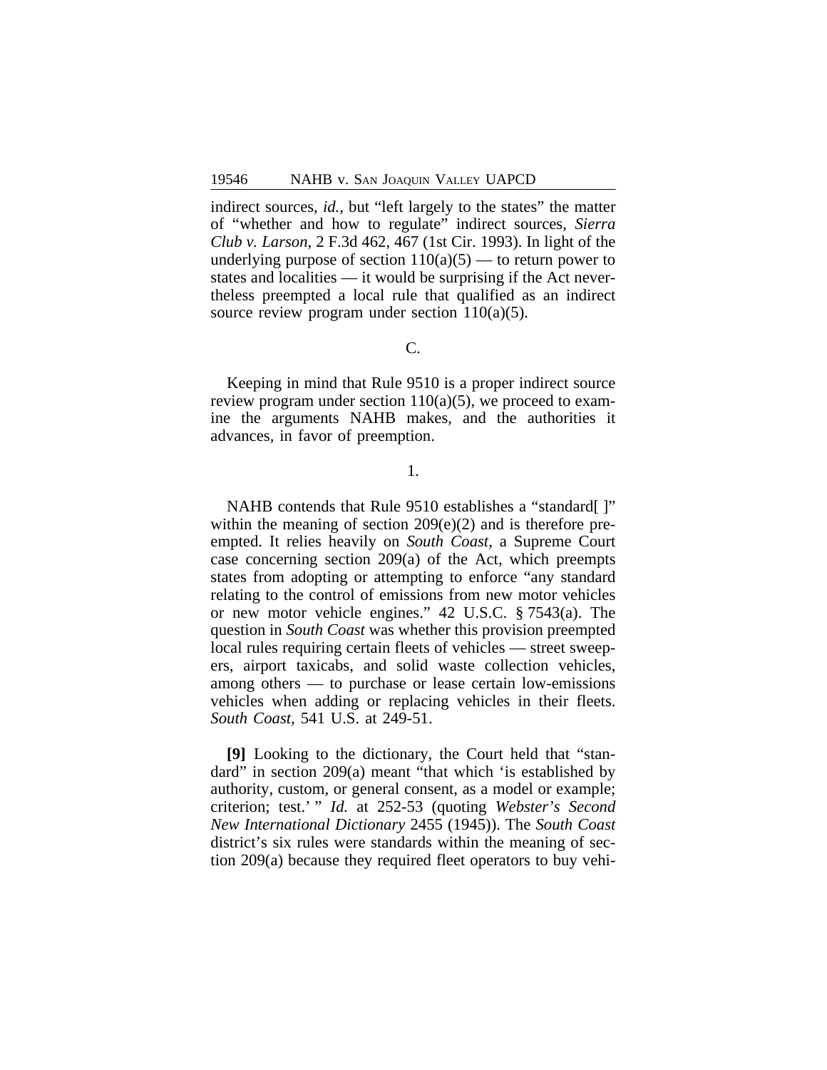indirect sources, *id.*, but "left largely to the states" the matter of "whether and how to regulate" indirect sources, *Sierra Club v. Larson*, 2 F.3d 462, 467 (1st Cir. 1993). In light of the underlying purpose of section 110(a)(5) — to return power to states and localities — it would be surprising if the Act nevertheless preempted a local rule that qualified as an indirect source review program under section 110(a)(5).

C.

Keeping in mind that Rule 9510 is a proper indirect source review program under section 110(a)(5), we proceed to examine the arguments NAHB makes, and the authorities it advances, in favor of preemption.

1.

NAHB contends that Rule 9510 establishes a "standard[ ]" within the meaning of section 209(e)(2) and is therefore preempted. It relies heavily on *South Coast*, a Supreme Court case concerning section 209(a) of the Act, which preempts states from adopting or attempting to enforce "any standard relating to the control of emissions from new motor vehicles or new motor vehicle engines." 42 U.S.C. § 7543(a). The question in *South Coast* was whether this provision preempted local rules requiring certain fleets of vehicles — street sweepers, airport taxicabs, and solid waste collection vehicles, among others — to purchase or lease certain low-emissions vehicles when adding or replacing vehicles in their fleets. *South Coast*, 541 U.S. at 249-51.

**[9]** Looking to the dictionary, the Court held that "standard" in section 209(a) meant "that which 'is established by authority, custom, or general consent, as a model or example; criterion; test.' " *Id.* at 252-53 (quoting *Webster's Second New International Dictionary* 2455 (1945)). The *South Coast* district's six rules were standards within the meaning of section 209(a) because they required fleet operators to buy vehi-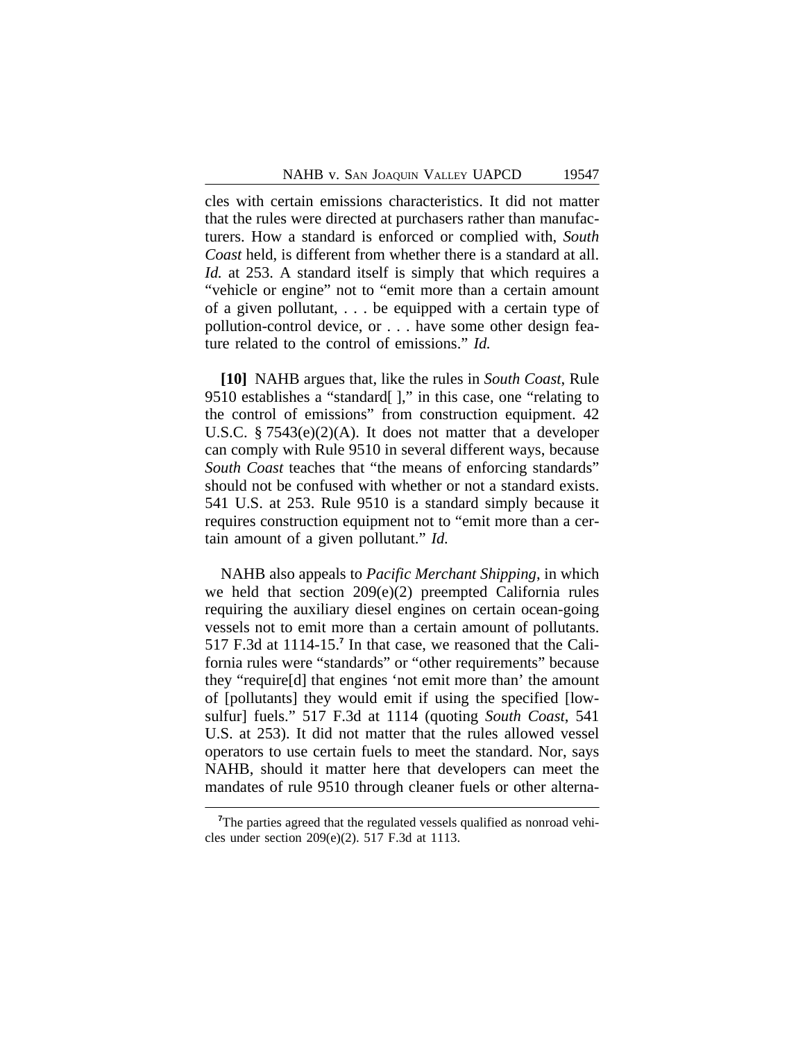cles with certain emissions characteristics. It did not matter that the rules were directed at purchasers rather than manufacturers. How a standard is enforced or complied with, *South Coast* held, is different from whether there is a standard at all. *Id.* at 253. A standard itself is simply that which requires a "vehicle or engine" not to "emit more than a certain amount of a given pollutant, . . . be equipped with a certain type of pollution-control device, or . . . have some other design feature related to the control of emissions." *Id.*

**[10]** NAHB argues that, like the rules in *South Coast*, Rule 9510 establishes a "standard[ ]," in this case, one "relating to the control of emissions" from construction equipment. 42 U.S.C. § 7543(e)(2)(A). It does not matter that a developer can comply with Rule 9510 in several different ways, because *South Coast* teaches that "the means of enforcing standards" should not be confused with whether or not a standard exists. 541 U.S. at 253. Rule 9510 is a standard simply because it requires construction equipment not to "emit more than a certain amount of a given pollutant." *Id.*

NAHB also appeals to *Pacific Merchant Shipping*, in which we held that section 209(e)(2) preempted California rules requiring the auxiliary diesel engines on certain ocean-going vessels not to emit more than a certain amount of pollutants. 517 F.3d at 1114-15.[7] In that case, we reasoned that the California rules were "standards" or "other requirements" because they "require[d] that engines 'not emit more than' the amount of [pollutants] they would emit if using the specified [low-sulfur] fuels." 517 F.3d at 1114 (quoting *South Coast*, 541 U.S. at 253). It did not matter that the rules allowed vessel operators to use certain fuels to meet the standard. Nor, says NAHB, should it matter here that developers can meet the mandates of rule 9510 through cleaner fuels or other alterna-

[7] The parties agreed that the regulated vessels qualified as nonroad vehicles under section 209(e)(2). 517 F.3d at 1113.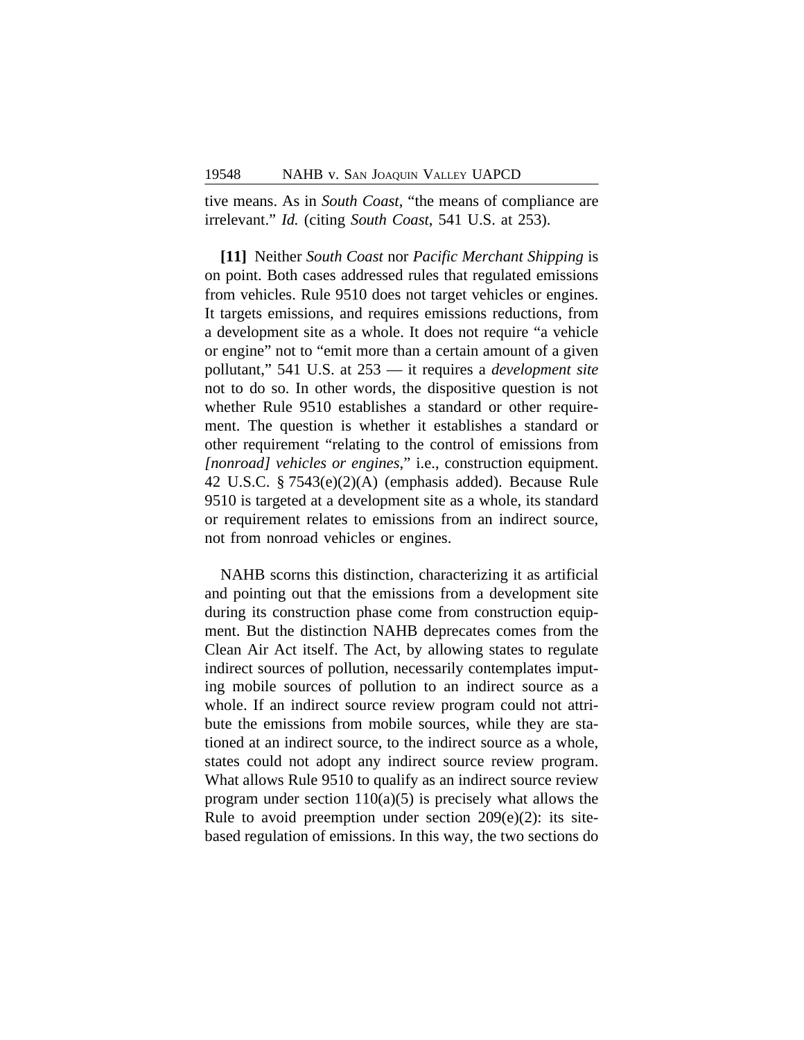tive means. As in *South Coast*, "the means of compliance are irrelevant." *Id.* (citing *South Coast*, 541 U.S. at 253).

**[11]** Neither *South Coast* nor *Pacific Merchant Shipping* is on point. Both cases addressed rules that regulated emissions from vehicles. Rule 9510 does not target vehicles or engines. It targets emissions, and requires emissions reductions, from a development site as a whole. It does not require "a vehicle or engine" not to "emit more than a certain amount of a given pollutant," 541 U.S. at 253 — it requires a *development site* not to do so. In other words, the dispositive question is not whether Rule 9510 establishes a standard or other requirement. The question is whether it establishes a standard or other requirement "relating to the control of emissions from *[nonroad] vehicles or engines*," i.e., construction equipment. 42 U.S.C. § 7543(e)(2)(A) (emphasis added). Because Rule 9510 is targeted at a development site as a whole, its standard or requirement relates to emissions from an indirect source, not from nonroad vehicles or engines.

NAHB scorns this distinction, characterizing it as artificial and pointing out that the emissions from a development site during its construction phase come from construction equipment. But the distinction NAHB deprecates comes from the Clean Air Act itself. The Act, by allowing states to regulate indirect sources of pollution, necessarily contemplates imputing mobile sources of pollution to an indirect source as a whole. If an indirect source review program could not attribute the emissions from mobile sources, while they are stationed at an indirect source, to the indirect source as a whole, states could not adopt any indirect source review program. What allows Rule 9510 to qualify as an indirect source review program under section 110(a)(5) is precisely what allows the Rule to avoid preemption under section 209(e)(2): its site-based regulation of emissions. In this way, the two sections do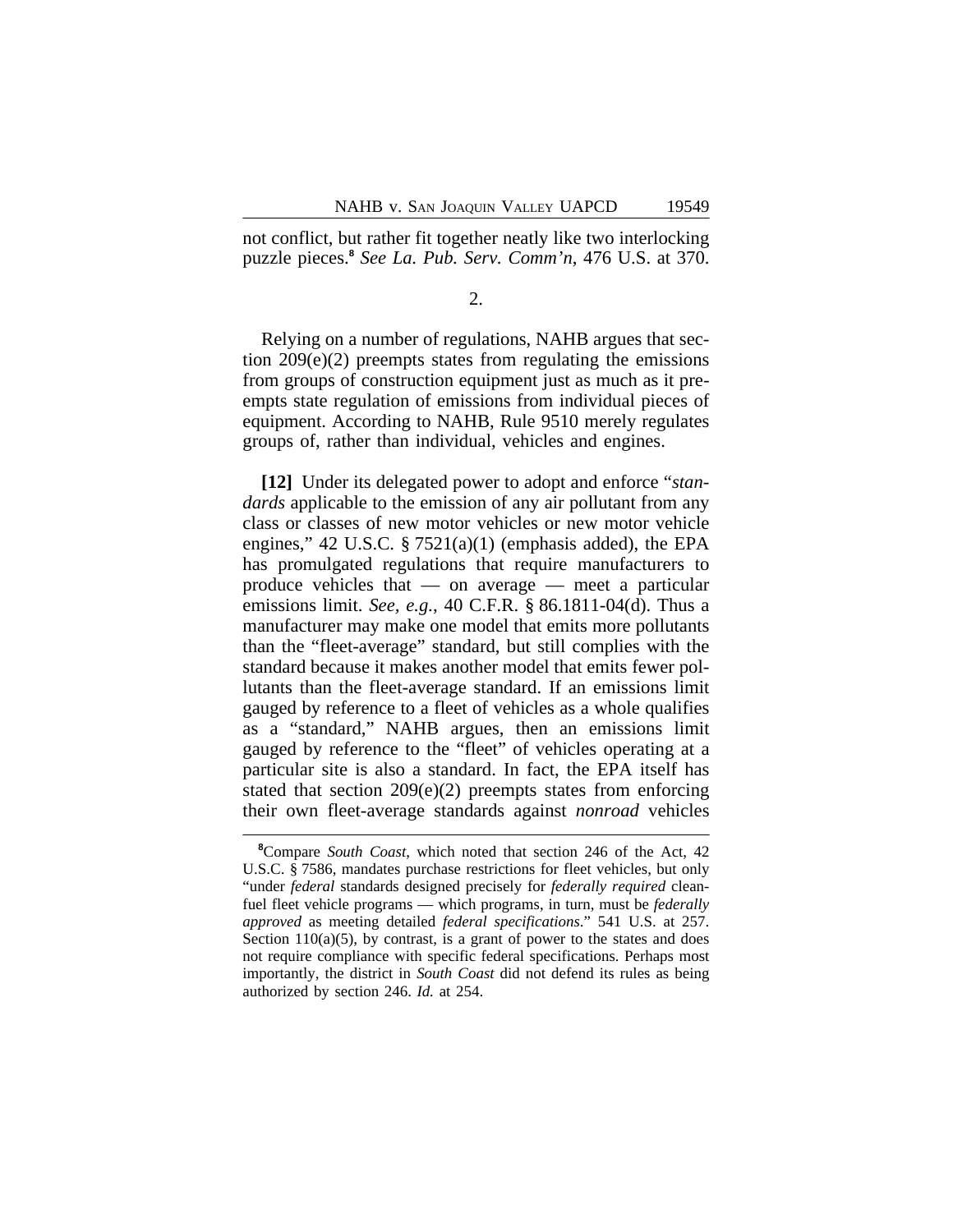not conflict, but rather fit together neatly like two interlocking puzzle pieces.[8] *See La. Pub. Serv. Comm'n*, 476 U.S. at 370.

2.

Relying on a number of regulations, NAHB argues that section 209(e)(2) preempts states from regulating the emissions from groups of construction equipment just as much as it preempts state regulation of emissions from individual pieces of equipment. According to NAHB, Rule 9510 merely regulates groups of, rather than individual, vehicles and engines.

**[12]** Under its delegated power to adopt and enforce "*standards* applicable to the emission of any air pollutant from any class or classes of new motor vehicles or new motor vehicle engines," 42 U.S.C. § 7521(a)(1) (emphasis added), the EPA has promulgated regulations that require manufacturers to produce vehicles that — on average — meet a particular emissions limit. *See, e.g.*, 40 C.F.R. § 86.1811-04(d). Thus a manufacturer may make one model that emits more pollutants than the "fleet-average" standard, but still complies with the standard because it makes another model that emits fewer pollutants than the fleet-average standard. If an emissions limit gauged by reference to a fleet of vehicles as a whole qualifies as a "standard," NAHB argues, then an emissions limit gauged by reference to the "fleet" of vehicles operating at a particular site is also a standard. In fact, the EPA itself has stated that section 209(e)(2) preempts states from enforcing their own fleet-average standards against *nonroad* vehicles

[8] Compare *South Coast*, which noted that section 246 of the Act, 42 U.S.C. § 7586, mandates purchase restrictions for fleet vehicles, but only "under *federal* standards designed precisely for *federally required* clean-fuel fleet vehicle programs — which programs, in turn, must be *federally approved* as meeting detailed *federal specifications*." 541 U.S. at 257. Section 110(a)(5), by contrast, is a grant of power to the states and does not require compliance with specific federal specifications. Perhaps most importantly, the district in *South Coast* did not defend its rules as being authorized by section 246. *Id.* at 254.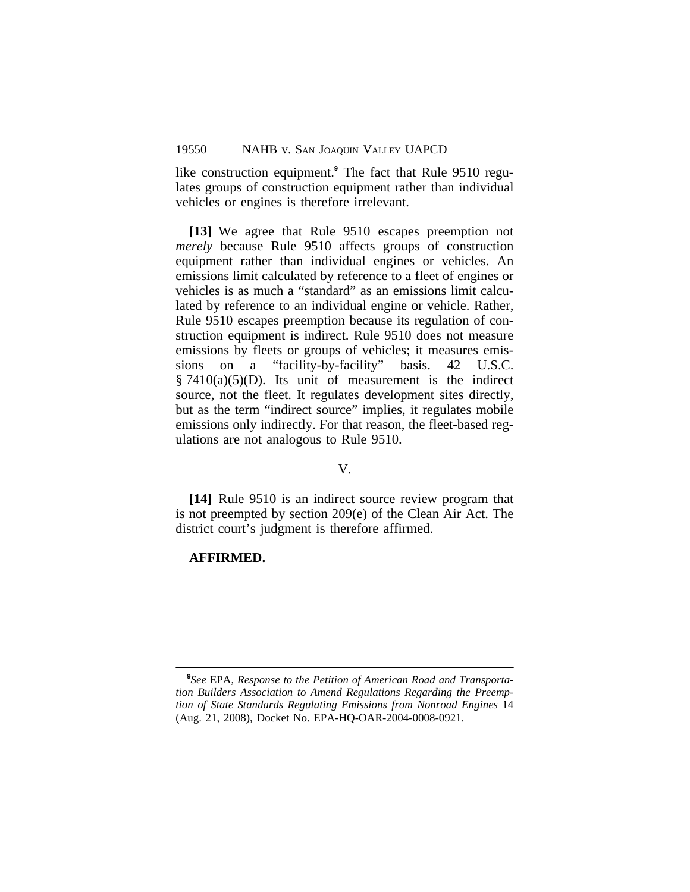like construction equipment.[9] The fact that Rule 9510 regulates groups of construction equipment rather than individual vehicles or engines is therefore irrelevant.

**[13]** We agree that Rule 9510 escapes preemption not *merely* because Rule 9510 affects groups of construction equipment rather than individual engines or vehicles. An emissions limit calculated by reference to a fleet of engines or vehicles is as much a "standard" as an emissions limit calculated by reference to an individual engine or vehicle. Rather, Rule 9510 escapes preemption because its regulation of construction equipment is indirect. Rule 9510 does not measure emissions by fleets or groups of vehicles; it measures emissions on a "facility-by-facility" basis. 42 U.S.C. § 7410(a)(5)(D). Its unit of measurement is the indirect source, not the fleet. It regulates development sites directly, but as the term "indirect source" implies, it regulates mobile emissions only indirectly. For that reason, the fleet-based regulations are not analogous to Rule 9510.

## V.

**[14]** Rule 9510 is an indirect source review program that is not preempted by section 209(e) of the Clean Air Act. The district court's judgment is therefore affirmed.

**AFFIRMED.**

---

[9] *See* EPA, *Response to the Petition of American Road and Transportation Builders Association to Amend Regulations Regarding the Preemption of State Standards Regulating Emissions from Nonroad Engines* 14 (Aug. 21, 2008), Docket No. EPA-HQ-OAR-2004-0008-0921.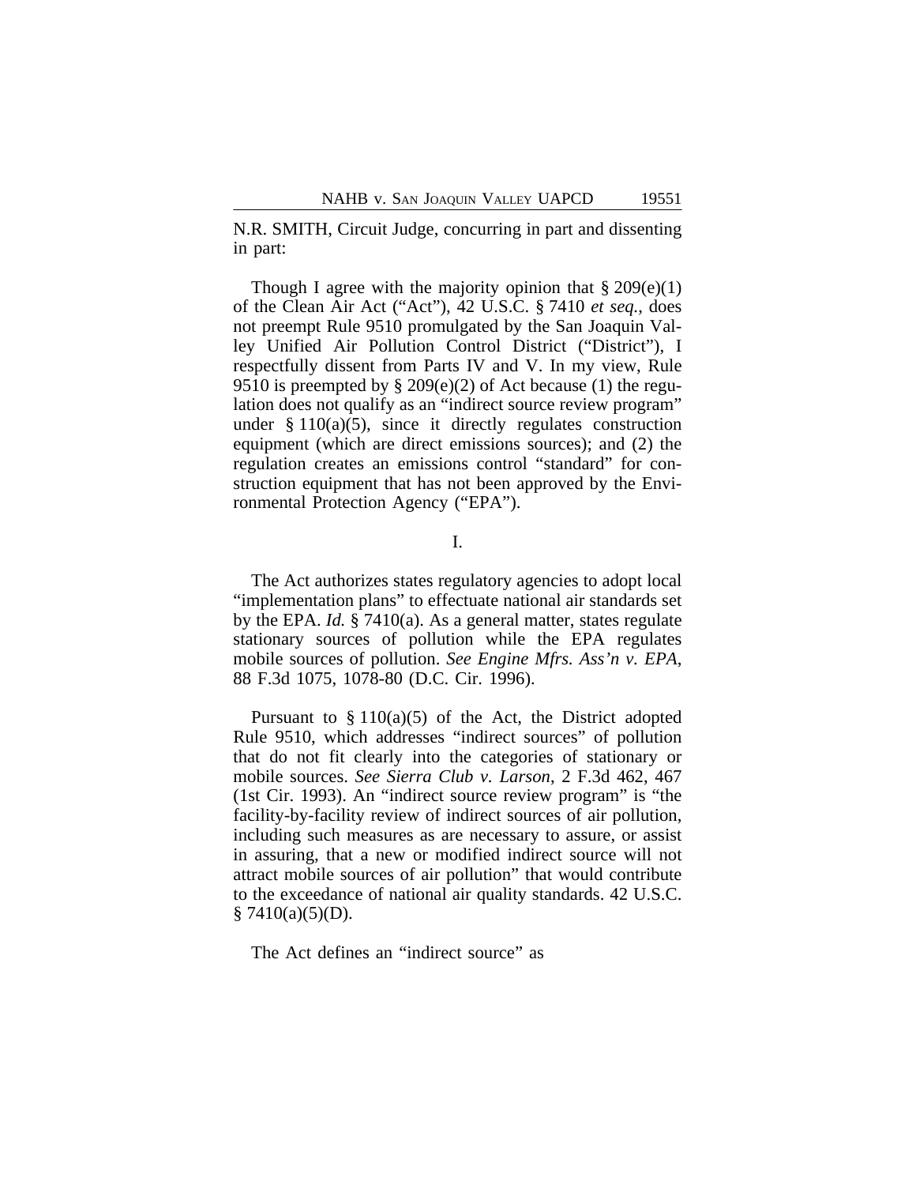N.R. SMITH, Circuit Judge, concurring in part and dissenting in part:

Though I agree with the majority opinion that § 209(e)(1) of the Clean Air Act ("Act"), 42 U.S.C. § 7410 *et seq.*, does not preempt Rule 9510 promulgated by the San Joaquin Valley Unified Air Pollution Control District ("District"), I respectfully dissent from Parts IV and V. In my view, Rule 9510 is preempted by § 209(e)(2) of Act because (1) the regulation does not qualify as an "indirect source review program" under § 110(a)(5), since it directly regulates construction equipment (which are direct emissions sources); and (2) the regulation creates an emissions control "standard" for construction equipment that has not been approved by the Environmental Protection Agency ("EPA").

I.

The Act authorizes states regulatory agencies to adopt local "implementation plans" to effectuate national air standards set by the EPA. *Id.* § 7410(a). As a general matter, states regulate stationary sources of pollution while the EPA regulates mobile sources of pollution. *See Engine Mfrs. Ass'n v. EPA*, 88 F.3d 1075, 1078-80 (D.C. Cir. 1996).

Pursuant to § 110(a)(5) of the Act, the District adopted Rule 9510, which addresses "indirect sources" of pollution that do not fit clearly into the categories of stationary or mobile sources. *See Sierra Club v. Larson*, 2 F.3d 462, 467 (1st Cir. 1993). An "indirect source review program" is "the facility-by-facility review of indirect sources of air pollution, including such measures as are necessary to assure, or assist in assuring, that a new or modified indirect source will not attract mobile sources of air pollution" that would contribute to the exceedance of national air quality standards. 42 U.S.C. § 7410(a)(5)(D).

The Act defines an "indirect source" as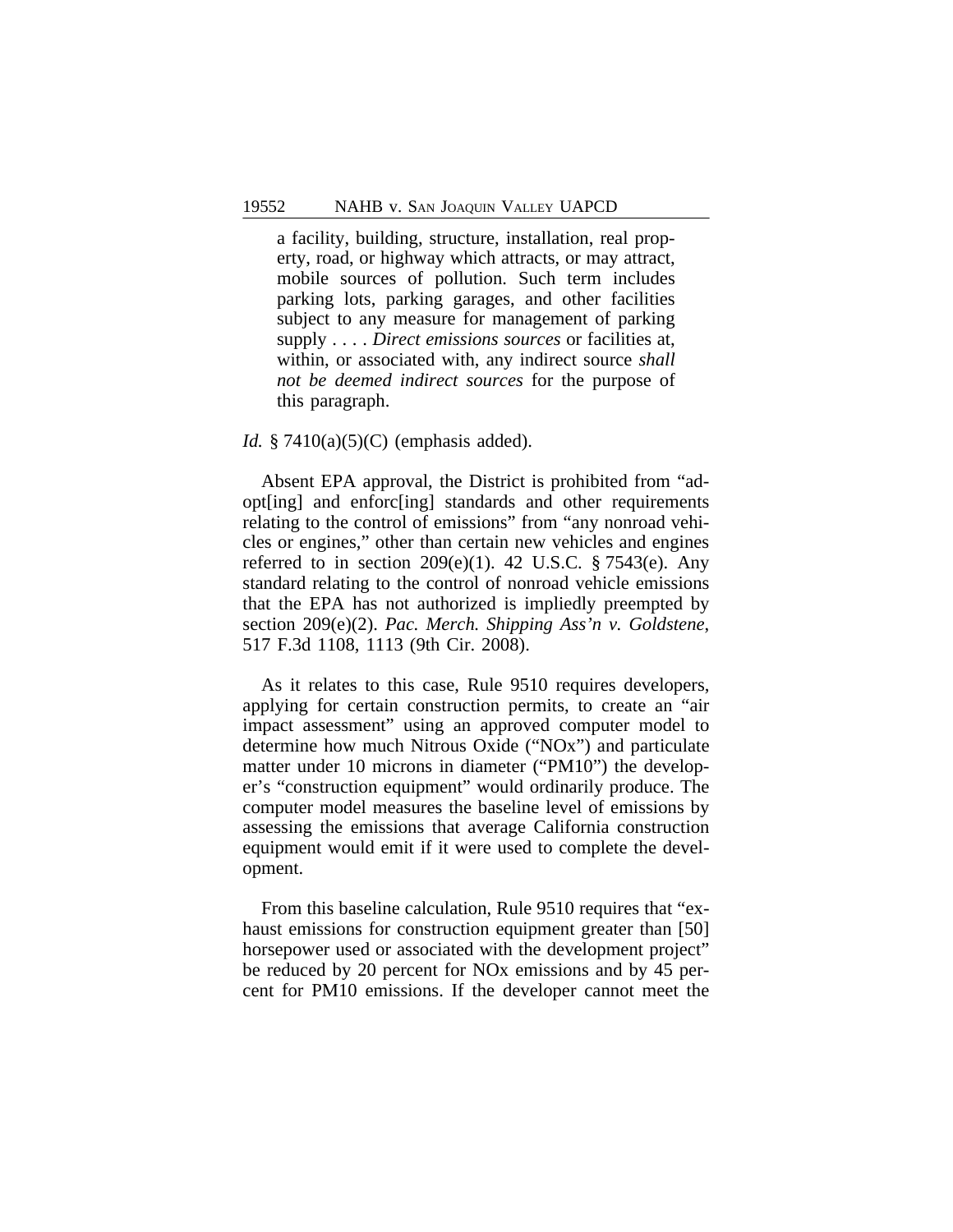> a facility, building, structure, installation, real property, road, or highway which attracts, or may attract, mobile sources of pollution. Such term includes parking lots, parking garages, and other facilities subject to any measure for management of parking supply . . . . *Direct emissions sources* or facilities at, within, or associated with, any indirect source *shall not be deemed indirect sources* for the purpose of this paragraph.

*Id.* § 7410(a)(5)(C) (emphasis added).

Absent EPA approval, the District is prohibited from "adopt[ing] and enforc[ing] standards and other requirements relating to the control of emissions" from "any nonroad vehicles or engines," other than certain new vehicles and engines referred to in section 209(e)(1). 42 U.S.C. § 7543(e). Any standard relating to the control of nonroad vehicle emissions that the EPA has not authorized is impliedly preempted by section 209(e)(2). *Pac. Merch. Shipping Ass'n v. Goldstene*, 517 F.3d 1108, 1113 (9th Cir. 2008).

As it relates to this case, Rule 9510 requires developers, applying for certain construction permits, to create an "air impact assessment" using an approved computer model to determine how much Nitrous Oxide ("NOx") and particulate matter under 10 microns in diameter ("PM10") the developer's "construction equipment" would ordinarily produce. The computer model measures the baseline level of emissions by assessing the emissions that average California construction equipment would emit if it were used to complete the development.

From this baseline calculation, Rule 9510 requires that "exhaust emissions for construction equipment greater than [50] horsepower used or associated with the development project" be reduced by 20 percent for NOx emissions and by 45 percent for PM10 emissions. If the developer cannot meet the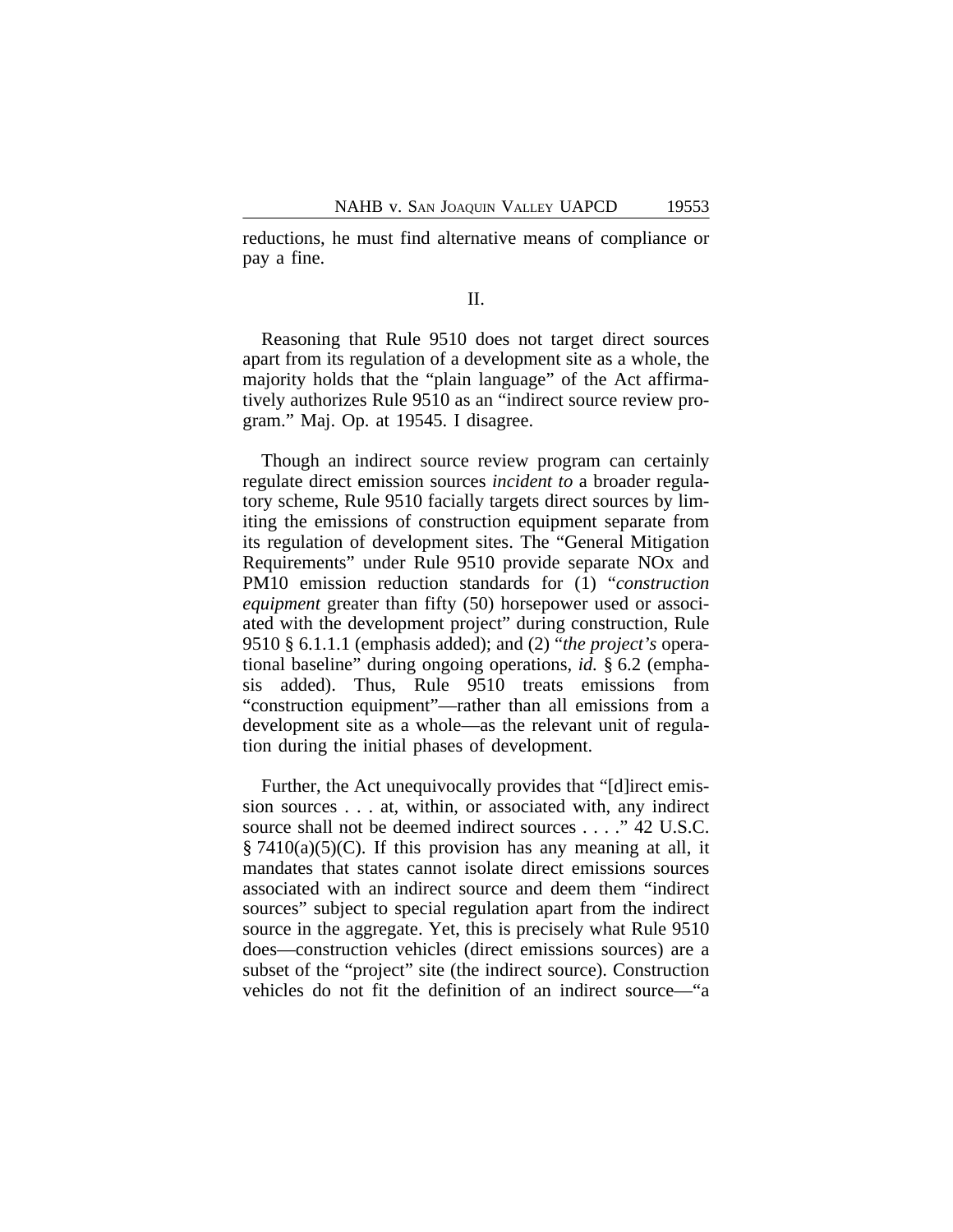reductions, he must find alternative means of compliance or pay a fine.

II.

Reasoning that Rule 9510 does not target direct sources apart from its regulation of a development site as a whole, the majority holds that the "plain language" of the Act affirmatively authorizes Rule 9510 as an "indirect source review program." Maj. Op. at 19545. I disagree.

Though an indirect source review program can certainly regulate direct emission sources *incident to* a broader regulatory scheme, Rule 9510 facially targets direct sources by limiting the emissions of construction equipment separate from its regulation of development sites. The "General Mitigation Requirements" under Rule 9510 provide separate NOx and PM10 emission reduction standards for (1) "*construction equipment* greater than fifty (50) horsepower used or associated with the development project" during construction, Rule 9510 § 6.1.1.1 (emphasis added); and (2) "*the project's* operational baseline" during ongoing operations, *id.* § 6.2 (emphasis added). Thus, Rule 9510 treats emissions from "construction equipment"—rather than all emissions from a development site as a whole—as the relevant unit of regulation during the initial phases of development.

Further, the Act unequivocally provides that "[d]irect emission sources . . . at, within, or associated with, any indirect source shall not be deemed indirect sources . . . ." 42 U.S.C. § 7410(a)(5)(C). If this provision has any meaning at all, it mandates that states cannot isolate direct emissions sources associated with an indirect source and deem them "indirect sources" subject to special regulation apart from the indirect source in the aggregate. Yet, this is precisely what Rule 9510 does—construction vehicles (direct emissions sources) are a subset of the "project" site (the indirect source). Construction vehicles do not fit the definition of an indirect source—"a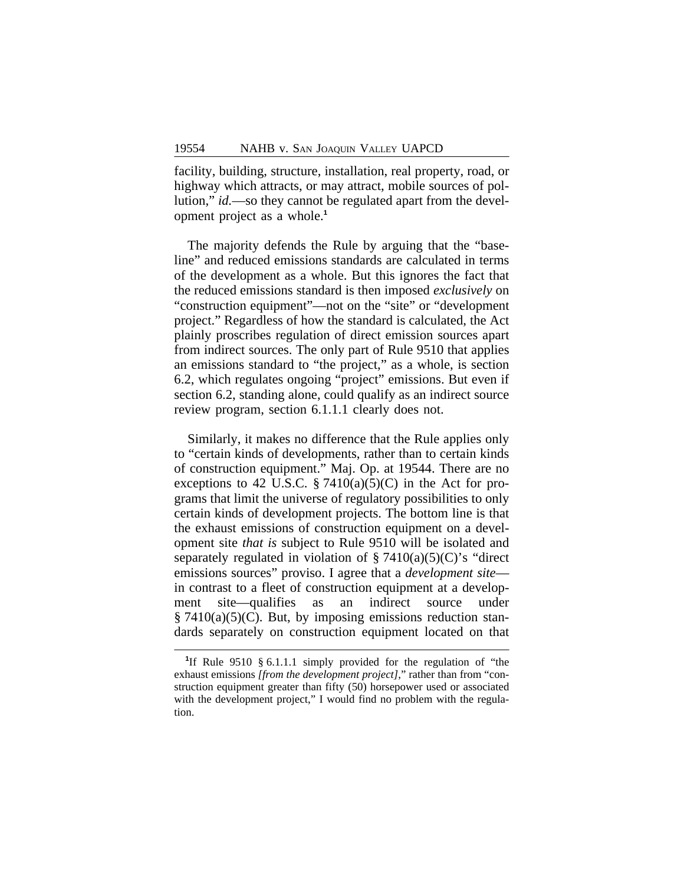facility, building, structure, installation, real property, road, or highway which attracts, or may attract, mobile sources of pollution," *id.*—so they cannot be regulated apart from the development project as a whole.[1]

The majority defends the Rule by arguing that the "baseline" and reduced emissions standards are calculated in terms of the development as a whole. But this ignores the fact that the reduced emissions standard is then imposed *exclusively* on "construction equipment"—not on the "site" or "development project." Regardless of how the standard is calculated, the Act plainly proscribes regulation of direct emission sources apart from indirect sources. The only part of Rule 9510 that applies an emissions standard to "the project," as a whole, is section 6.2, which regulates ongoing "project" emissions. But even if section 6.2, standing alone, could qualify as an indirect source review program, section 6.1.1.1 clearly does not.

Similarly, it makes no difference that the Rule applies only to "certain kinds of developments, rather than to certain kinds of construction equipment." Maj. Op. at 19544. There are no exceptions to 42 U.S.C. § 7410(a)(5)(C) in the Act for programs that limit the universe of regulatory possibilities to only certain kinds of development projects. The bottom line is that the exhaust emissions of construction equipment on a development site *that is* subject to Rule 9510 will be isolated and separately regulated in violation of § 7410(a)(5)(C)'s "direct emissions sources" proviso. I agree that a *development site*—in contrast to a fleet of construction equipment at a development site—qualifies as an indirect source under § 7410(a)(5)(C). But, by imposing emissions reduction standards separately on construction equipment located on that

---

[1]If Rule 9510 § 6.1.1.1 simply provided for the regulation of "the exhaust emissions *[from the development project]*," rather than from "construction equipment greater than fifty (50) horsepower used or associated with the development project," I would find no problem with the regulation.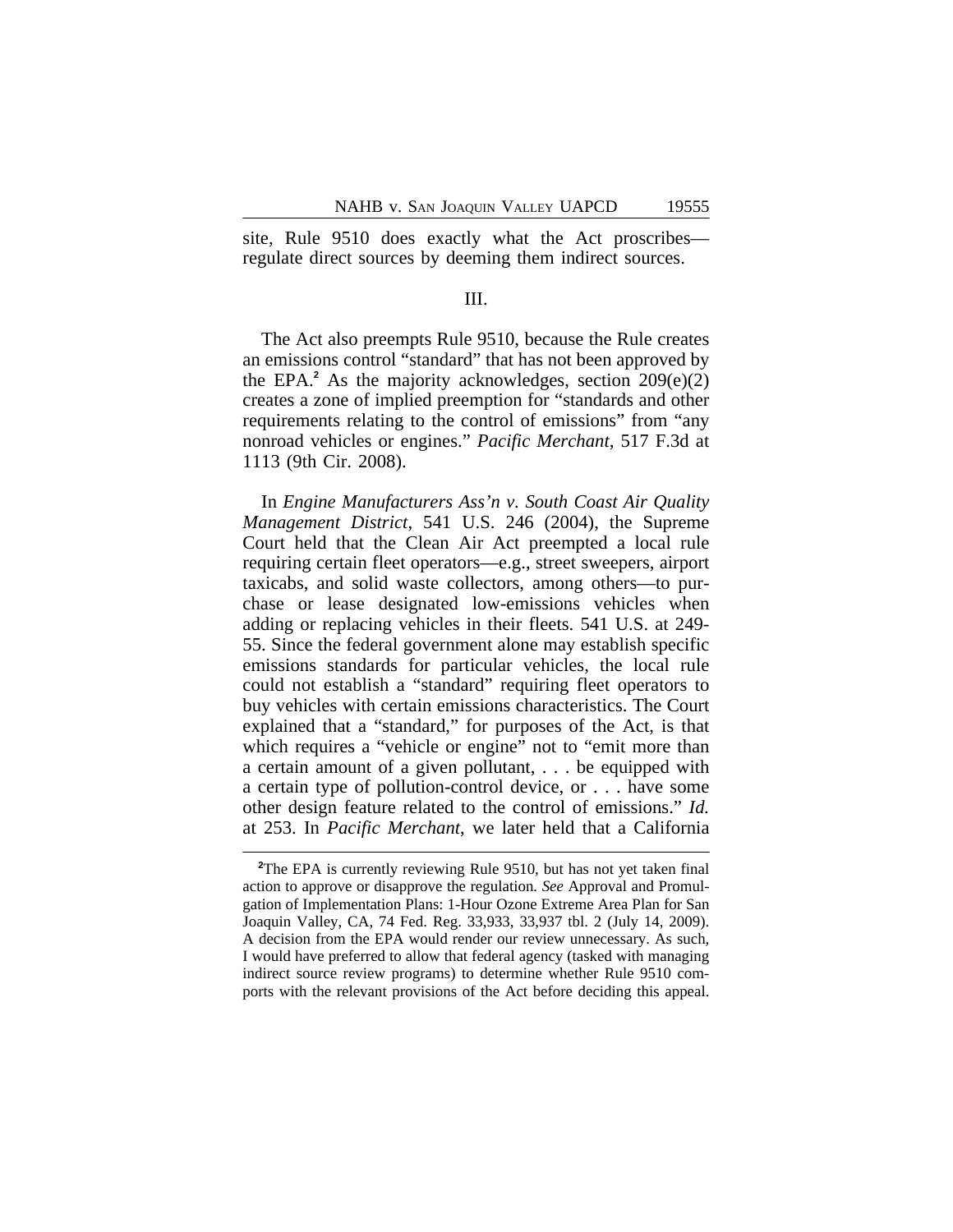site, Rule 9510 does exactly what the Act proscribes—regulate direct sources by deeming them indirect sources.

III.

The Act also preempts Rule 9510, because the Rule creates an emissions control "standard" that has not been approved by the EPA.[2] As the majority acknowledges, section 209(e)(2) creates a zone of implied preemption for "standards and other requirements relating to the control of emissions" from "any nonroad vehicles or engines." *Pacific Merchant*, 517 F.3d at 1113 (9th Cir. 2008).

In *Engine Manufacturers Ass'n v. South Coast Air Quality Management District*, 541 U.S. 246 (2004), the Supreme Court held that the Clean Air Act preempted a local rule requiring certain fleet operators—e.g., street sweepers, airport taxicabs, and solid waste collectors, among others—to purchase or lease designated low-emissions vehicles when adding or replacing vehicles in their fleets. 541 U.S. at 249-55. Since the federal government alone may establish specific emissions standards for particular vehicles, the local rule could not establish a "standard" requiring fleet operators to buy vehicles with certain emissions characteristics. The Court explained that a "standard," for purposes of the Act, is that which requires a "vehicle or engine" not to "emit more than a certain amount of a given pollutant, . . . be equipped with a certain type of pollution-control device, or . . . have some other design feature related to the control of emissions." *Id.* at 253. In *Pacific Merchant*, we later held that a California

---

[2]The EPA is currently reviewing Rule 9510, but has not yet taken final action to approve or disapprove the regulation. *See* Approval and Promulgation of Implementation Plans: 1-Hour Ozone Extreme Area Plan for San Joaquin Valley, CA, 74 Fed. Reg. 33,933, 33,937 tbl. 2 (July 14, 2009). A decision from the EPA would render our review unnecessary. As such, I would have preferred to allow that federal agency (tasked with managing indirect source review programs) to determine whether Rule 9510 comports with the relevant provisions of the Act before deciding this appeal.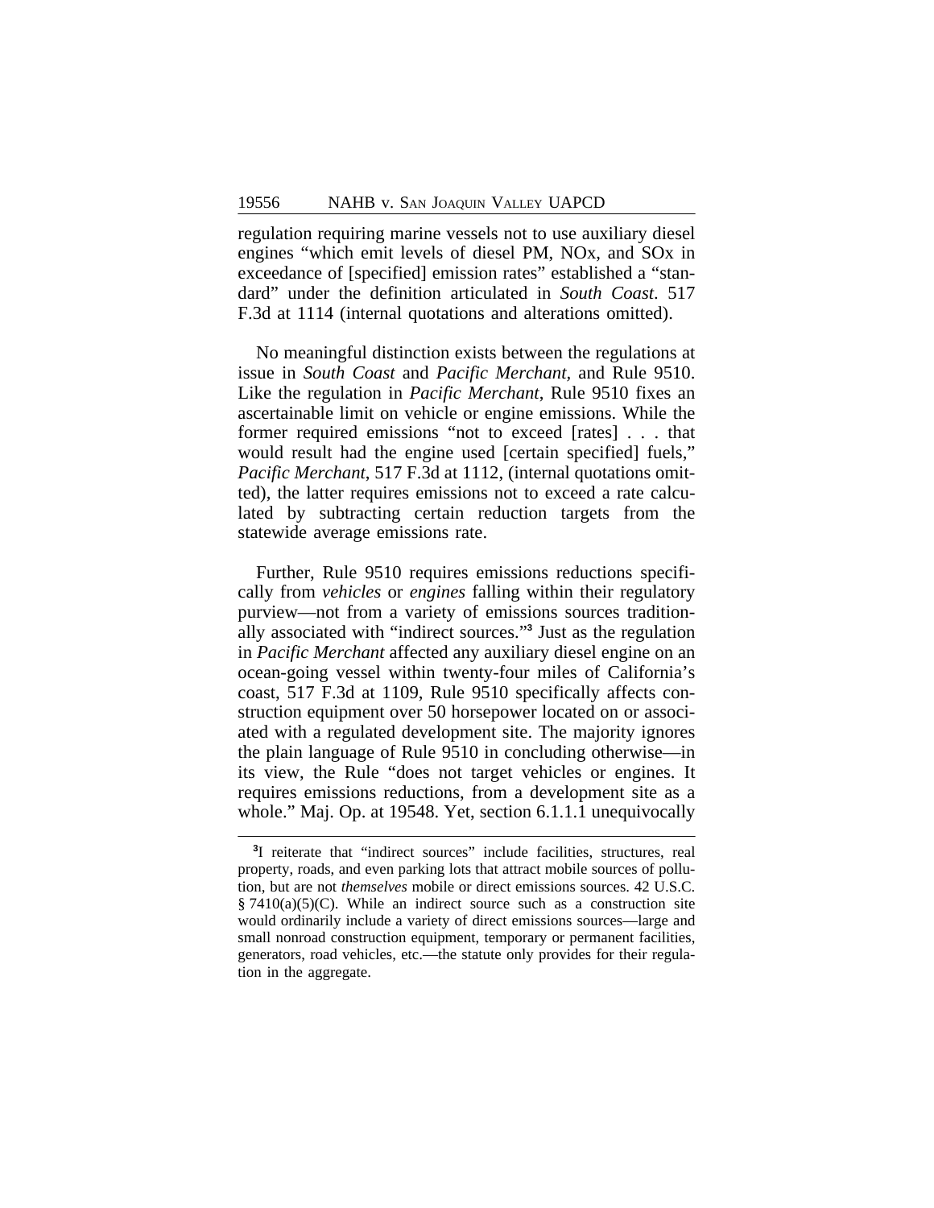regulation requiring marine vessels not to use auxiliary diesel engines "which emit levels of diesel PM, NOx, and SOx in exceedance of [specified] emission rates" established a "standard" under the definition articulated in *South Coast*. 517 F.3d at 1114 (internal quotations and alterations omitted).

No meaningful distinction exists between the regulations at issue in *South Coast* and *Pacific Merchant*, and Rule 9510. Like the regulation in *Pacific Merchant*, Rule 9510 fixes an ascertainable limit on vehicle or engine emissions. While the former required emissions "not to exceed [rates] . . . that would result had the engine used [certain specified] fuels," *Pacific Merchant*, 517 F.3d at 1112, (internal quotations omitted), the latter requires emissions not to exceed a rate calculated by subtracting certain reduction targets from the statewide average emissions rate.

Further, Rule 9510 requires emissions reductions specifically from *vehicles* or *engines* falling within their regulatory purview—not from a variety of emissions sources traditionally associated with "indirect sources."[3] Just as the regulation in *Pacific Merchant* affected any auxiliary diesel engine on an ocean-going vessel within twenty-four miles of California's coast, 517 F.3d at 1109, Rule 9510 specifically affects construction equipment over 50 horsepower located on or associated with a regulated development site. The majority ignores the plain language of Rule 9510 in concluding otherwise—in its view, the Rule "does not target vehicles or engines. It requires emissions reductions, from a development site as a whole." Maj. Op. at 19548. Yet, section 6.1.1.1 unequivocally

[3] I reiterate that "indirect sources" include facilities, structures, real property, roads, and even parking lots that attract mobile sources of pollution, but are not *themselves* mobile or direct emissions sources. 42 U.S.C. § 7410(a)(5)(C). While an indirect source such as a construction site would ordinarily include a variety of direct emissions sources—large and small nonroad construction equipment, temporary or permanent facilities, generators, road vehicles, etc.—the statute only provides for their regulation in the aggregate.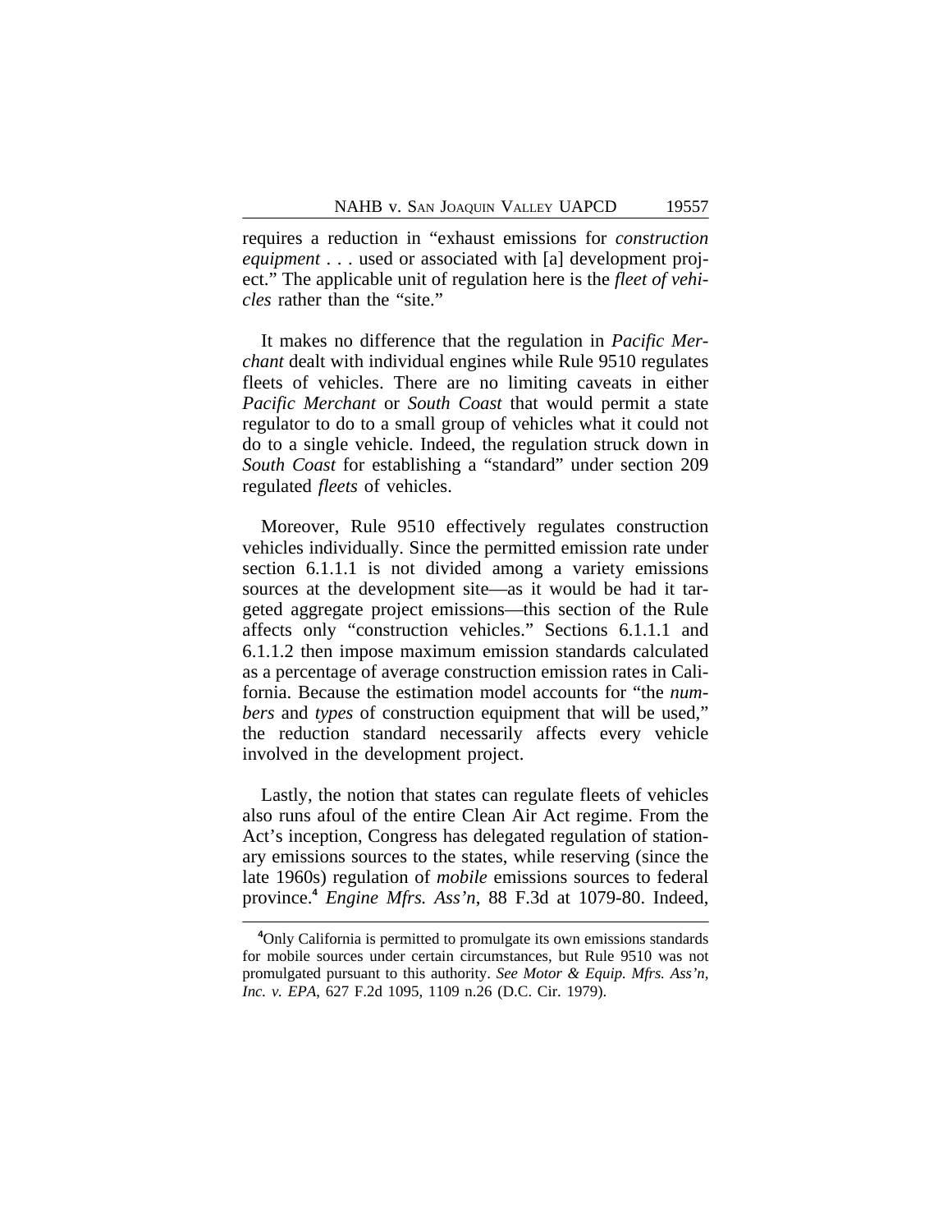requires a reduction in "exhaust emissions for *construction equipment* . . . used or associated with [a] development project." The applicable unit of regulation here is the *fleet of vehicles* rather than the "site."

It makes no difference that the regulation in *Pacific Merchant* dealt with individual engines while Rule 9510 regulates fleets of vehicles. There are no limiting caveats in either *Pacific Merchant* or *South Coast* that would permit a state regulator to do to a small group of vehicles what it could not do to a single vehicle. Indeed, the regulation struck down in *South Coast* for establishing a "standard" under section 209 regulated *fleets* of vehicles.

Moreover, Rule 9510 effectively regulates construction vehicles individually. Since the permitted emission rate under section 6.1.1.1 is not divided among a variety emissions sources at the development site—as it would be had it targeted aggregate project emissions—this section of the Rule affects only "construction vehicles." Sections 6.1.1.1 and 6.1.1.2 then impose maximum emission standards calculated as a percentage of average construction emission rates in California. Because the estimation model accounts for "the *numbers* and *types* of construction equipment that will be used," the reduction standard necessarily affects every vehicle involved in the development project.

Lastly, the notion that states can regulate fleets of vehicles also runs afoul of the entire Clean Air Act regime. From the Act's inception, Congress has delegated regulation of stationary emissions sources to the states, while reserving (since the late 1960s) regulation of *mobile* emissions sources to federal province.[4] *Engine Mfrs. Ass'n*, 88 F.3d at 1079-80. Indeed,

[4]Only California is permitted to promulgate its own emissions standards for mobile sources under certain circumstances, but Rule 9510 was not promulgated pursuant to this authority. *See Motor & Equip. Mfrs. Ass'n, Inc. v. EPA*, 627 F.2d 1095, 1109 n.26 (D.C. Cir. 1979).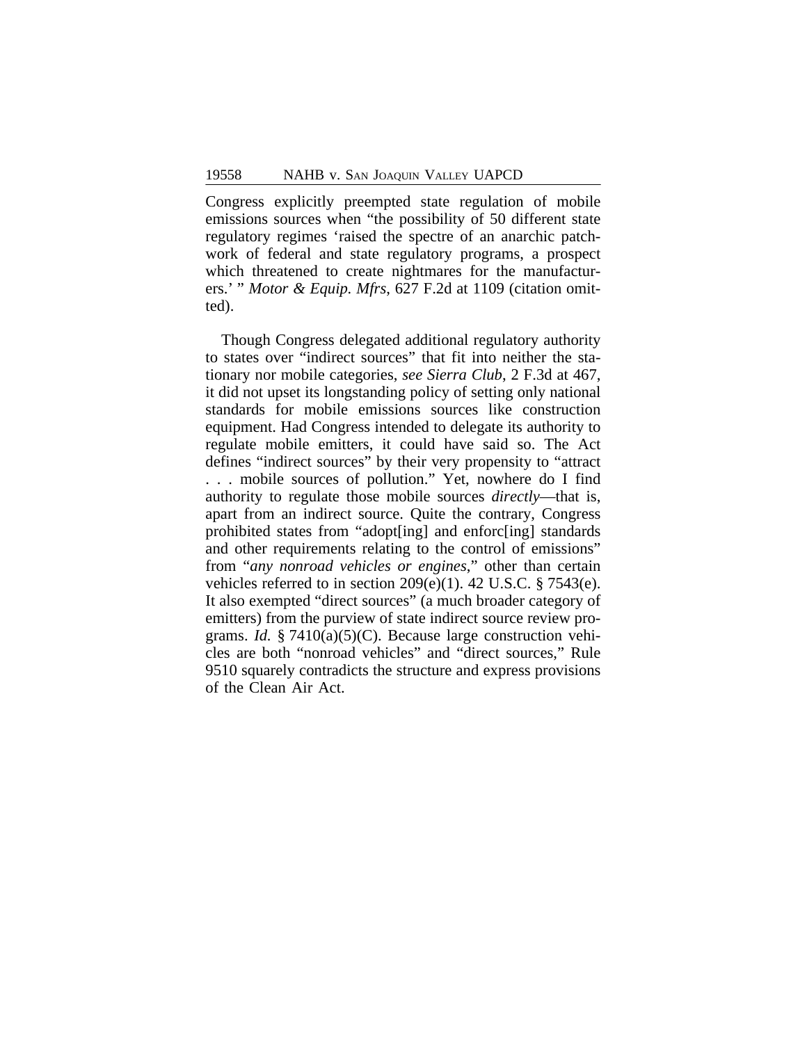Congress explicitly preempted state regulation of mobile emissions sources when "the possibility of 50 different state regulatory regimes 'raised the spectre of an anarchic patchwork of federal and state regulatory programs, a prospect which threatened to create nightmares for the manufacturers.' " *Motor & Equip. Mfrs*, 627 F.2d at 1109 (citation omitted).

Though Congress delegated additional regulatory authority to states over "indirect sources" that fit into neither the stationary nor mobile categories, *see Sierra Club*, 2 F.3d at 467, it did not upset its longstanding policy of setting only national standards for mobile emissions sources like construction equipment. Had Congress intended to delegate its authority to regulate mobile emitters, it could have said so. The Act defines "indirect sources" by their very propensity to "attract . . . mobile sources of pollution." Yet, nowhere do I find authority to regulate those mobile sources *directly*—that is, apart from an indirect source. Quite the contrary, Congress prohibited states from "adopt[ing] and enforc[ing] standards and other requirements relating to the control of emissions" from "*any nonroad vehicles or engines*," other than certain vehicles referred to in section 209(e)(1). 42 U.S.C. § 7543(e). It also exempted "direct sources" (a much broader category of emitters) from the purview of state indirect source review programs. *Id.* § 7410(a)(5)(C). Because large construction vehicles are both "nonroad vehicles" and "direct sources," Rule 9510 squarely contradicts the structure and express provisions of the Clean Air Act.